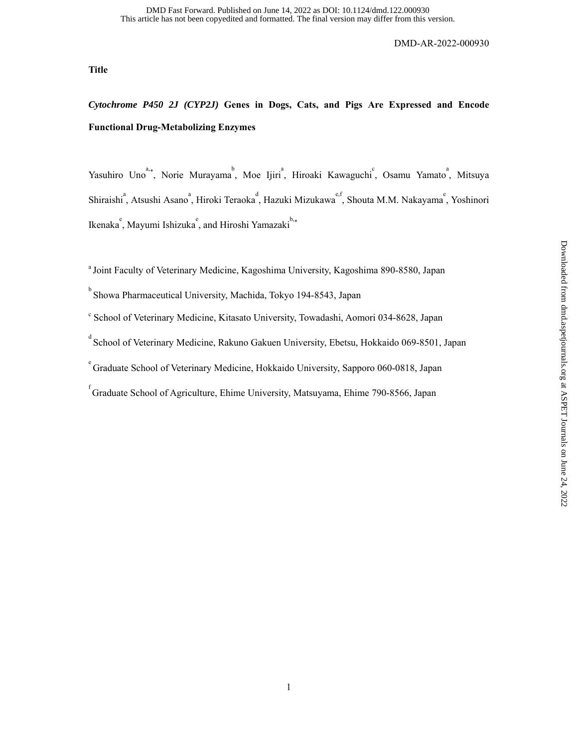DMD-AR-2022-000930

**Title**

# *Cytochrome P450 2J (CYP2J)* Genes in Dogs, Cats, and Pigs Are Expressed and Encode Functional Drug-Metabolizing Enzymes

Yasuhiro Uno[a,*], Norie Murayama[b], Moe Ijiri[a], Hiroaki Kawaguchi[c], Osamu Yamato[a], Mitsuya Shiraishi[a], Atsushi Asano[a], Hiroki Teraoka[d], Hazuki Mizukawa[e,f], Shouta M.M. Nakayama[e], Yoshinori Ikenaka[e], Mayumi Ishizuka[e], and Hiroshi Yamazaki[b,*]

[a] Joint Faculty of Veterinary Medicine, Kagoshima University, Kagoshima 890-8580, Japan

[b] Showa Pharmaceutical University, Machida, Tokyo 194-8543, Japan

[c] School of Veterinary Medicine, Kitasato University, Towadashi, Aomori 034-8628, Japan

[d] School of Veterinary Medicine, Rakuno Gakuen University, Ebetsu, Hokkaido 069-8501, Japan

[e] Graduate School of Veterinary Medicine, Hokkaido University, Sapporo 060-0818, Japan

[f] Graduate School of Agriculture, Ehime University, Matsuyama, Ehime 790-8566, Japan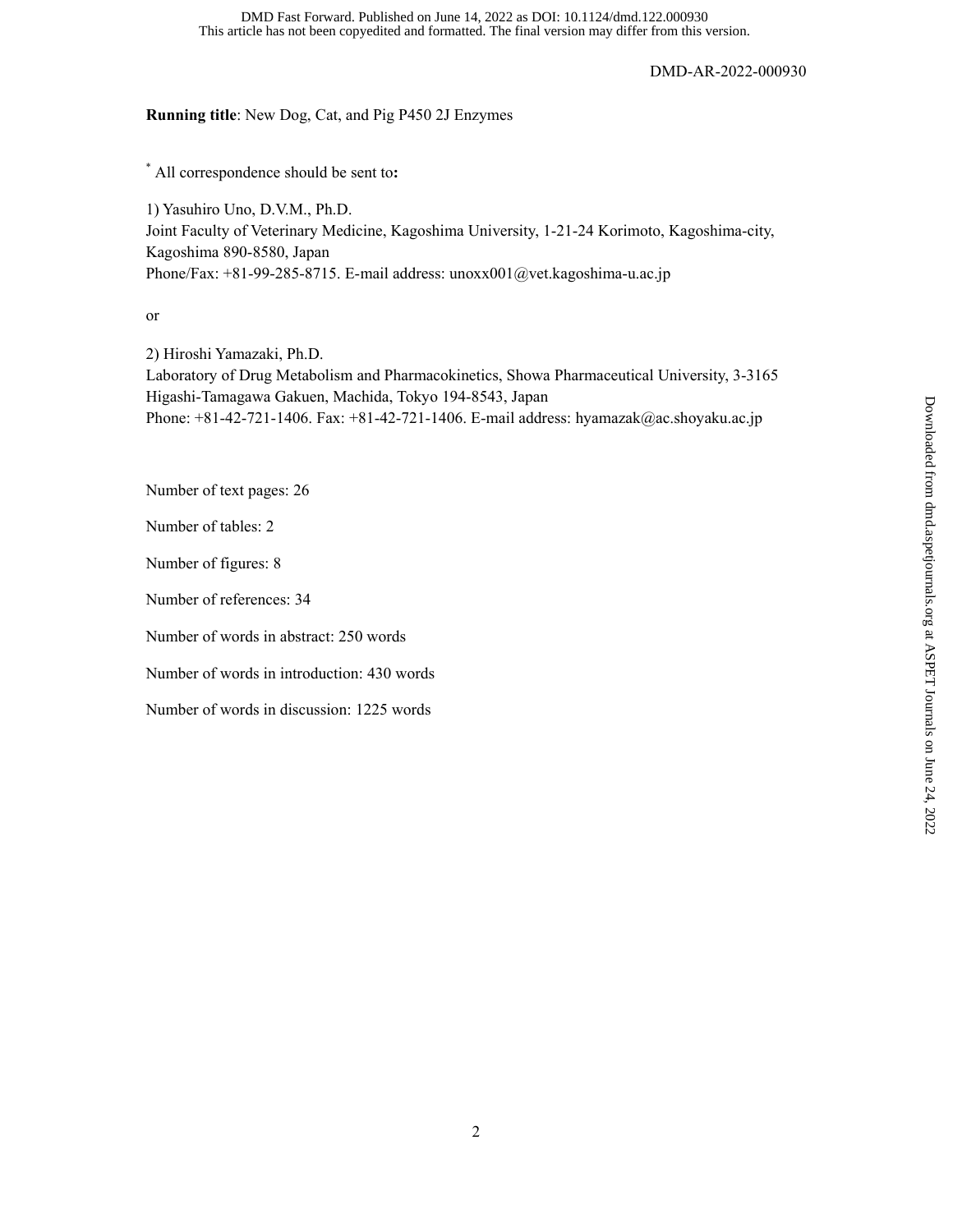**Running title**: New Dog, Cat, and Pig P450 2J Enzymes

* All correspondence should be sent to**:**

1) Yasuhiro Uno, D.V.M., Ph.D.
Joint Faculty of Veterinary Medicine, Kagoshima University, 1-21-24 Korimoto, Kagoshima-city, Kagoshima 890-8580, Japan
Phone/Fax: +81-99-285-8715. E-mail address: unoxx001@vet.kagoshima-u.ac.jp

or

2) Hiroshi Yamazaki, Ph.D.
Laboratory of Drug Metabolism and Pharmacokinetics, Showa Pharmaceutical University, 3-3165 Higashi-Tamagawa Gakuen, Machida, Tokyo 194-8543, Japan
Phone: +81-42-721-1406. Fax: +81-42-721-1406. E-mail address: hyamazak@ac.shoyaku.ac.jp

Number of text pages: 26

Number of tables: 2

Number of figures: 8

Number of references: 34

Number of words in abstract: 250 words

Number of words in introduction: 430 words

Number of words in discussion: 1225 words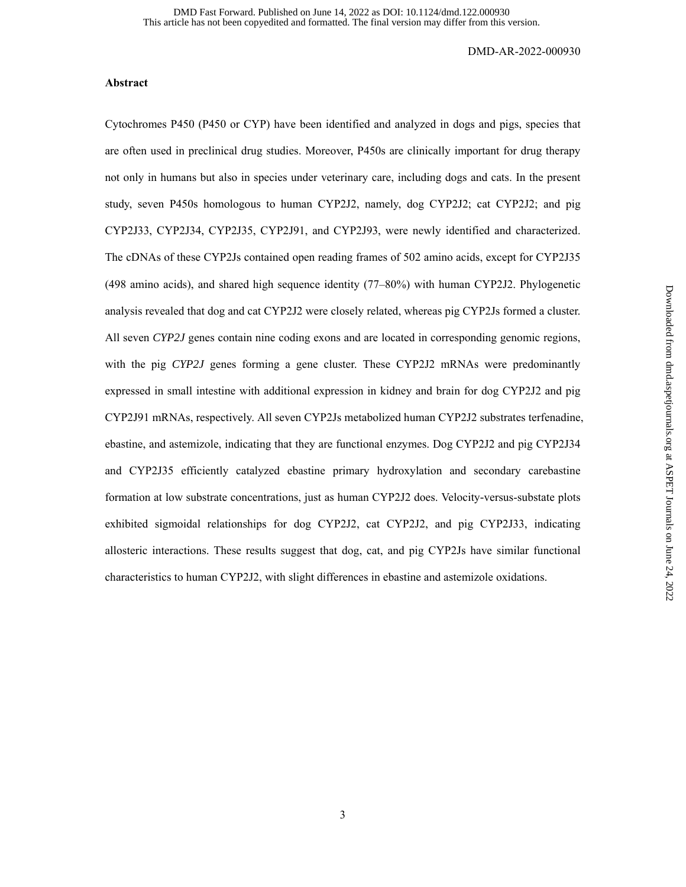## Abstract

Cytochromes P450 (P450 or CYP) have been identified and analyzed in dogs and pigs, species that are often used in preclinical drug studies. Moreover, P450s are clinically important for drug therapy not only in humans but also in species under veterinary care, including dogs and cats. In the present study, seven P450s homologous to human CYP2J2, namely, dog CYP2J2; cat CYP2J2; and pig CYP2J33, CYP2J34, CYP2J35, CYP2J91, and CYP2J93, were newly identified and characterized. The cDNAs of these CYP2Js contained open reading frames of 502 amino acids, except for CYP2J35 (498 amino acids), and shared high sequence identity (77–80%) with human CYP2J2. Phylogenetic analysis revealed that dog and cat CYP2J2 were closely related, whereas pig CYP2Js formed a cluster. All seven *CYP2J* genes contain nine coding exons and are located in corresponding genomic regions, with the pig *CYP2J* genes forming a gene cluster. These CYP2J2 mRNAs were predominantly expressed in small intestine with additional expression in kidney and brain for dog CYP2J2 and pig CYP2J91 mRNAs, respectively. All seven CYP2Js metabolized human CYP2J2 substrates terfenadine, ebastine, and astemizole, indicating that they are functional enzymes. Dog CYP2J2 and pig CYP2J34 and CYP2J35 efficiently catalyzed ebastine primary hydroxylation and secondary carebastine formation at low substrate concentrations, just as human CYP2J2 does. Velocity-versus-substate plots exhibited sigmoidal relationships for dog CYP2J2, cat CYP2J2, and pig CYP2J33, indicating allosteric interactions. These results suggest that dog, cat, and pig CYP2Js have similar functional characteristics to human CYP2J2, with slight differences in ebastine and astemizole oxidations.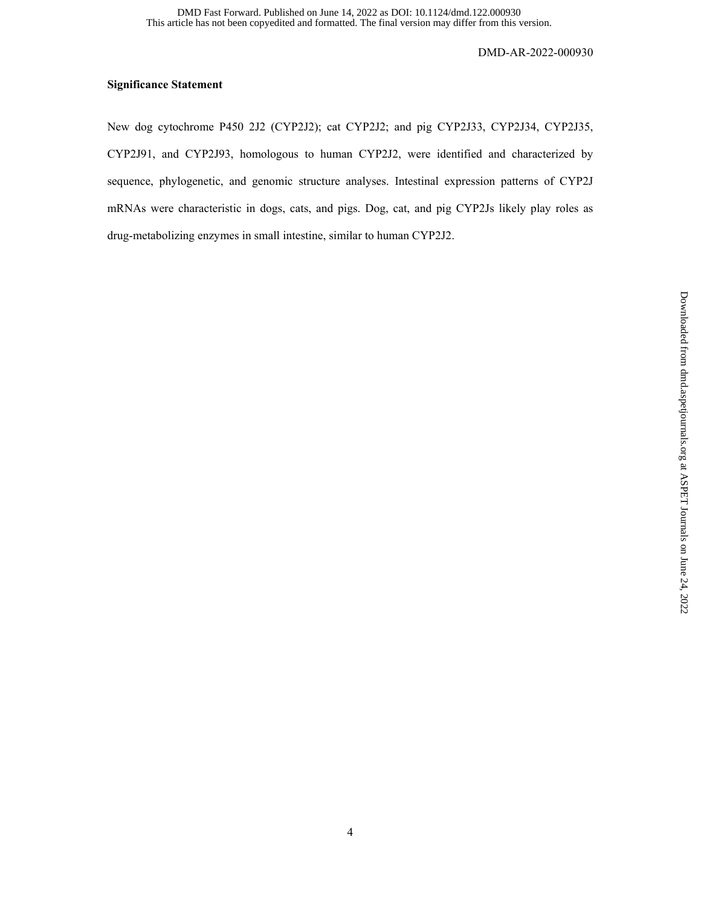**Significance Statement**

New dog cytochrome P450 2J2 (CYP2J2); cat CYP2J2; and pig CYP2J33, CYP2J34, CYP2J35, CYP2J91, and CYP2J93, homologous to human CYP2J2, were identified and characterized by sequence, phylogenetic, and genomic structure analyses. Intestinal expression patterns of CYP2J mRNAs were characteristic in dogs, cats, and pigs. Dog, cat, and pig CYP2Js likely play roles as drug-metabolizing enzymes in small intestine, similar to human CYP2J2.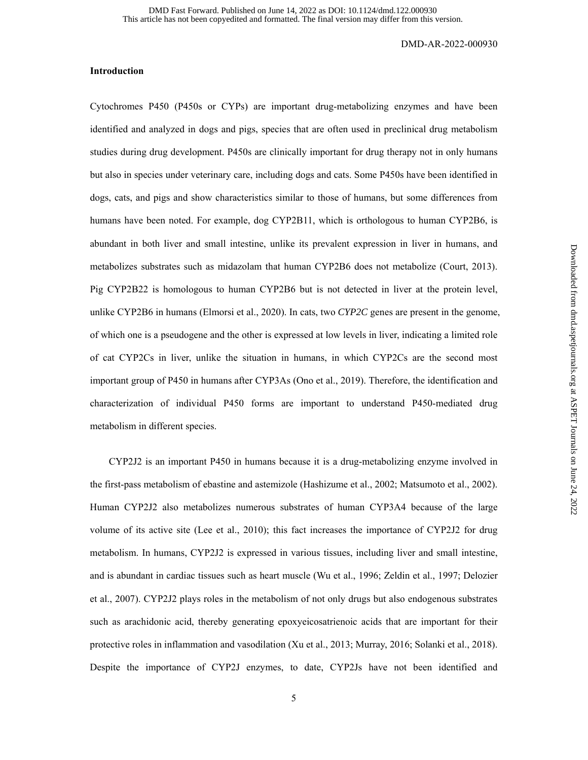## Introduction

Cytochromes P450 (P450s or CYPs) are important drug-metabolizing enzymes and have been identified and analyzed in dogs and pigs, species that are often used in preclinical drug metabolism studies during drug development. P450s are clinically important for drug therapy not in only humans but also in species under veterinary care, including dogs and cats. Some P450s have been identified in dogs, cats, and pigs and show characteristics similar to those of humans, but some differences from humans have been noted. For example, dog CYP2B11, which is orthologous to human CYP2B6, is abundant in both liver and small intestine, unlike its prevalent expression in liver in humans, and metabolizes substrates such as midazolam that human CYP2B6 does not metabolize (Court, 2013). Pig CYP2B22 is homologous to human CYP2B6 but is not detected in liver at the protein level, unlike CYP2B6 in humans (Elmorsi et al., 2020). In cats, two *CYP2C* genes are present in the genome, of which one is a pseudogene and the other is expressed at low levels in liver, indicating a limited role of cat CYP2Cs in liver, unlike the situation in humans, in which CYP2Cs are the second most important group of P450 in humans after CYP3As (Ono et al., 2019). Therefore, the identification and characterization of individual P450 forms are important to understand P450-mediated drug metabolism in different species.

CYP2J2 is an important P450 in humans because it is a drug-metabolizing enzyme involved in the first-pass metabolism of ebastine and astemizole (Hashizume et al., 2002; Matsumoto et al., 2002). Human CYP2J2 also metabolizes numerous substrates of human CYP3A4 because of the large volume of its active site (Lee et al., 2010); this fact increases the importance of CYP2J2 for drug metabolism. In humans, CYP2J2 is expressed in various tissues, including liver and small intestine, and is abundant in cardiac tissues such as heart muscle (Wu et al., 1996; Zeldin et al., 1997; Delozier et al., 2007). CYP2J2 plays roles in the metabolism of not only drugs but also endogenous substrates such as arachidonic acid, thereby generating epoxyeicosatrienoic acids that are important for their protective roles in inflammation and vasodilation (Xu et al., 2013; Murray, 2016; Solanki et al., 2018). Despite the importance of CYP2J enzymes, to date, CYP2Js have not been identified and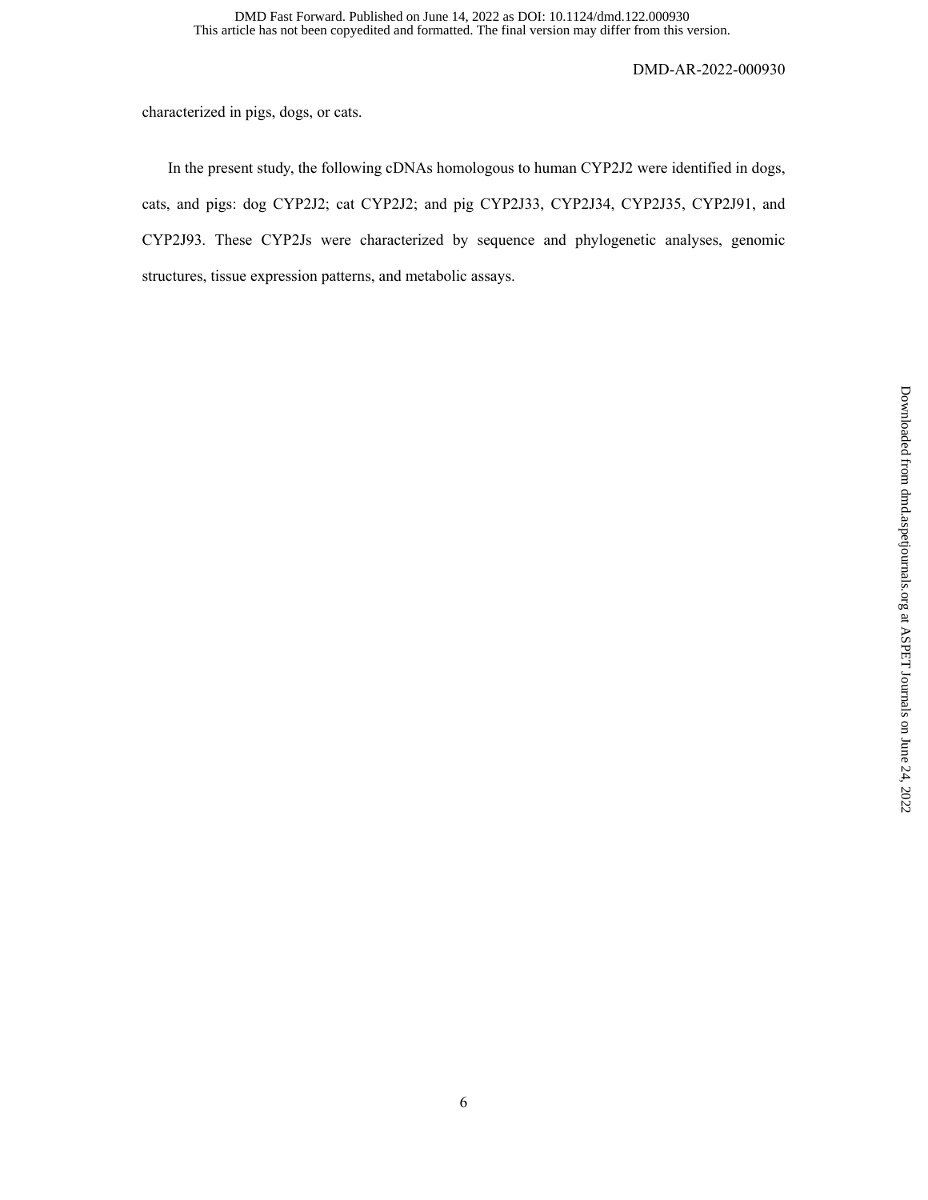characterized in pigs, dogs, or cats.

In the present study, the following cDNAs homologous to human CYP2J2 were identified in dogs, cats, and pigs: dog CYP2J2; cat CYP2J2; and pig CYP2J33, CYP2J34, CYP2J35, CYP2J91, and CYP2J93. These CYP2Js were characterized by sequence and phylogenetic analyses, genomic structures, tissue expression patterns, and metabolic assays.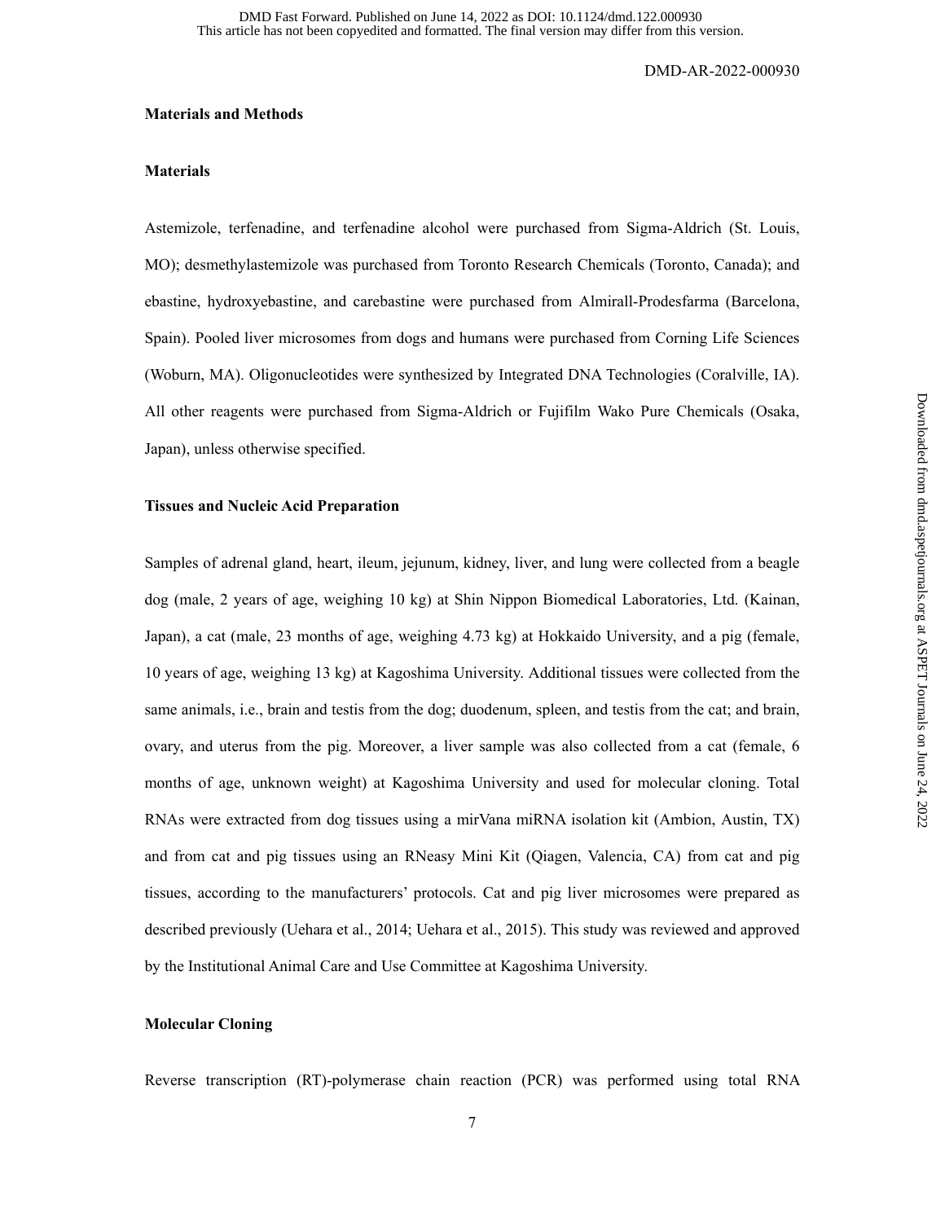## Materials and Methods

### Materials

Astemizole, terfenadine, and terfenadine alcohol were purchased from Sigma-Aldrich (St. Louis, MO); desmethylastemizole was purchased from Toronto Research Chemicals (Toronto, Canada); and ebastine, hydroxyebastine, and carebastine were purchased from Almirall-Prodesfarma (Barcelona, Spain). Pooled liver microsomes from dogs and humans were purchased from Corning Life Sciences (Woburn, MA). Oligonucleotides were synthesized by Integrated DNA Technologies (Coralville, IA). All other reagents were purchased from Sigma-Aldrich or Fujifilm Wako Pure Chemicals (Osaka, Japan), unless otherwise specified.

### Tissues and Nucleic Acid Preparation

Samples of adrenal gland, heart, ileum, jejunum, kidney, liver, and lung were collected from a beagle dog (male, 2 years of age, weighing 10 kg) at Shin Nippon Biomedical Laboratories, Ltd. (Kainan, Japan), a cat (male, 23 months of age, weighing 4.73 kg) at Hokkaido University, and a pig (female, 10 years of age, weighing 13 kg) at Kagoshima University. Additional tissues were collected from the same animals, i.e., brain and testis from the dog; duodenum, spleen, and testis from the cat; and brain, ovary, and uterus from the pig. Moreover, a liver sample was also collected from a cat (female, 6 months of age, unknown weight) at Kagoshima University and used for molecular cloning. Total RNAs were extracted from dog tissues using a mirVana miRNA isolation kit (Ambion, Austin, TX) and from cat and pig tissues using an RNeasy Mini Kit (Qiagen, Valencia, CA) from cat and pig tissues, according to the manufacturers' protocols. Cat and pig liver microsomes were prepared as described previously (Uehara et al., 2014; Uehara et al., 2015). This study was reviewed and approved by the Institutional Animal Care and Use Committee at Kagoshima University.

### Molecular Cloning

Reverse transcription (RT)-polymerase chain reaction (PCR) was performed using total RNA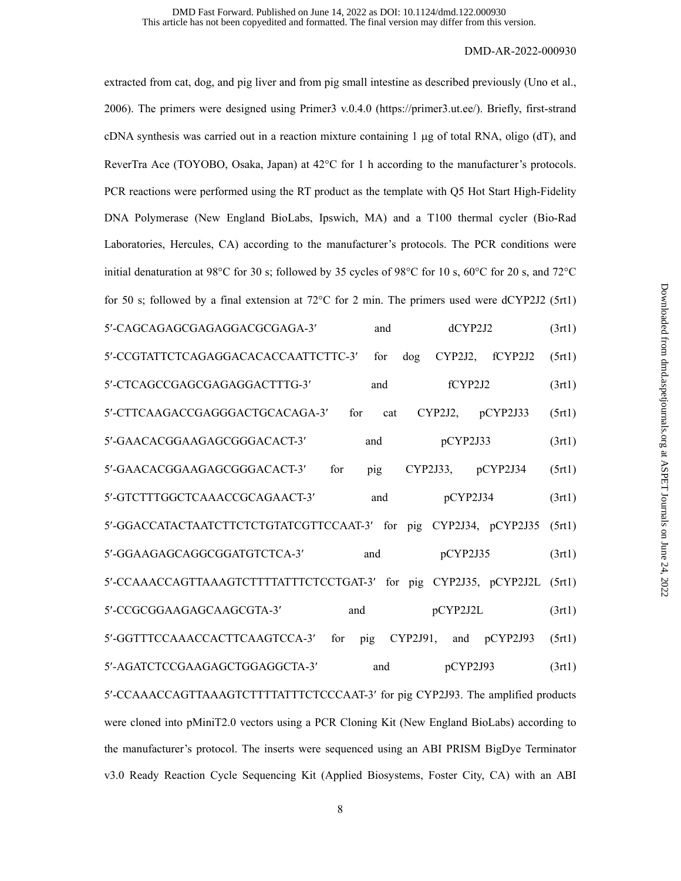extracted from cat, dog, and pig liver and from pig small intestine as described previously (Uno et al., 2006). The primers were designed using Primer3 v.0.4.0 (https://primer3.ut.ee/). Briefly, first-strand cDNA synthesis was carried out in a reaction mixture containing 1 μg of total RNA, oligo (dT), and ReverTra Ace (TOYOBO, Osaka, Japan) at 42°C for 1 h according to the manufacturer's protocols. PCR reactions were performed using the RT product as the template with Q5 Hot Start High-Fidelity DNA Polymerase (New England BioLabs, Ipswich, MA) and a T100 thermal cycler (Bio-Rad Laboratories, Hercules, CA) according to the manufacturer's protocols. The PCR conditions were initial denaturation at 98°C for 30 s; followed by 35 cycles of 98°C for 10 s, 60°C for 20 s, and 72°C for 50 s; followed by a final extension at 72°C for 2 min. The primers used were dCYP2J2 (5rt1) 5′-CAGCAGAGCGAGAGGACGCGAGA-3′ and dCYP2J2 (3rt1) 5′-CCGTATTCTCAGAGGACACACCAATTCTTC-3′ for dog CYP2J2, fCYP2J2 (5rt1) 5′-CTCAGCCGAGCGAGAGGACTTTG-3′ and fCYP2J2 (3rt1) 5′-CTTCAAGACCGAGGGACTGCACAGA-3′ for cat CYP2J2, pCYP2J33 (5rt1) 5′-GAACACGGAAGAGCGGGACACT-3′ and pCYP2J33 (3rt1) 5′-GAACACGGAAGAGCGGGACACT-3′ for pig CYP2J33, pCYP2J34 (5rt1) 5′-GTCTTTGGCTCAAACCGCAGAACT-3′ and pCYP2J34 (3rt1) 5′-GGACCATACTAATCTTCTCTGTATCGTTCCAAT-3′ for pig CYP2J34, pCYP2J35 (5rt1) 5′-GGAAGAGCAGGCGGATGTCTCA-3′ and pCYP2J35 (3rt1) 5′-CCAAACCAGTTAAAGTCTTTTATTTCTCCTGAT-3′ for pig CYP2J35, pCYP2J2L (5rt1) 5′-CCGCGGAAGAGCAAGCGTA-3′ and pCYP2J2L (3rt1) 5′-GGTTTCCAAACCACTTCAAGTCCA-3′ for pig CYP2J91, and pCYP2J93 (5rt1) 5′-AGATCTCCGAAGAGCTGGAGGCTA-3′ and pCYP2J93 (3rt1) 5′-CCAAACCAGTTAAAGTCTTTTATTTCTCCCAAT-3′ for pig CYP2J93. The amplified products were cloned into pMiniT2.0 vectors using a PCR Cloning Kit (New England BioLabs) according to the manufacturer's protocol. The inserts were sequenced using an ABI PRISM BigDye Terminator v3.0 Ready Reaction Cycle Sequencing Kit (Applied Biosystems, Foster City, CA) with an ABI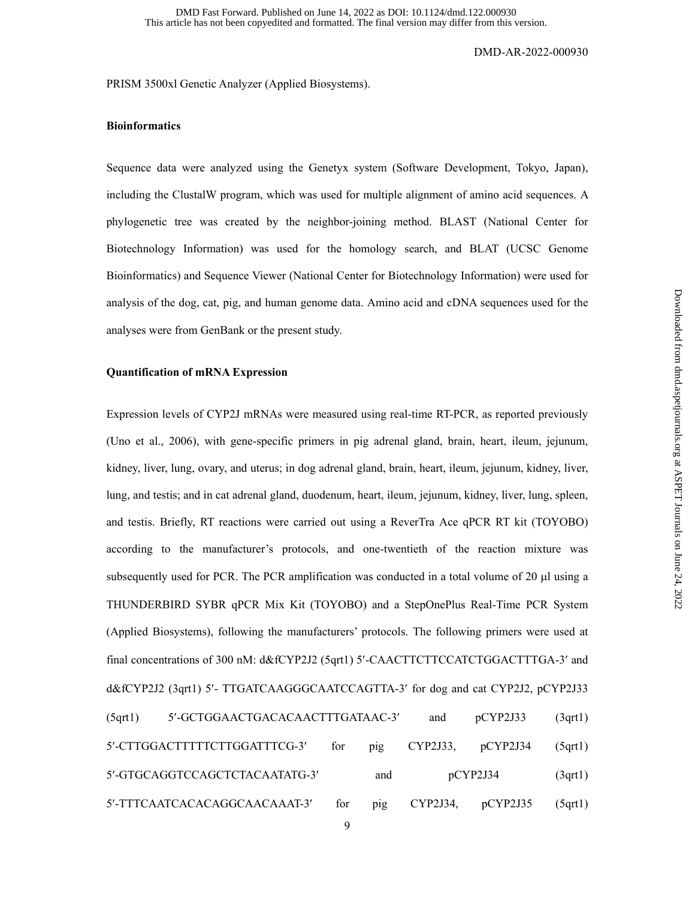PRISM 3500xl Genetic Analyzer (Applied Biosystems).

**Bioinformatics**

Sequence data were analyzed using the Genetyx system (Software Development, Tokyo, Japan), including the ClustalW program, which was used for multiple alignment of amino acid sequences. A phylogenetic tree was created by the neighbor-joining method. BLAST (National Center for Biotechnology Information) was used for the homology search, and BLAT (UCSC Genome Bioinformatics) and Sequence Viewer (National Center for Biotechnology Information) were used for analysis of the dog, cat, pig, and human genome data. Amino acid and cDNA sequences used for the analyses were from GenBank or the present study.

**Quantification of mRNA Expression**

Expression levels of CYP2J mRNAs were measured using real-time RT-PCR, as reported previously (Uno et al., 2006), with gene-specific primers in pig adrenal gland, brain, heart, ileum, jejunum, kidney, liver, lung, ovary, and uterus; in dog adrenal gland, brain, heart, ileum, jejunum, kidney, liver, lung, and testis; and in cat adrenal gland, duodenum, heart, ileum, jejunum, kidney, liver, lung, spleen, and testis. Briefly, RT reactions were carried out using a ReverTra Ace qPCR RT kit (TOYOBO) according to the manufacturer's protocols, and one-twentieth of the reaction mixture was subsequently used for PCR. The PCR amplification was conducted in a total volume of 20 μl using a THUNDERBIRD SYBR qPCR Mix Kit (TOYOBO) and a StepOnePlus Real-Time PCR System (Applied Biosystems), following the manufacturers' protocols. The following primers were used at final concentrations of 300 nM: d&fCYP2J2 (5qrt1) 5′-CAACTTCTTCCATCTGGACTTTGA-3′ and d&fCYP2J2 (3qrt1) 5′- TTGATCAAGGGCAATCCAGTTA-3′ for dog and cat CYP2J2, pCYP2J33 (5qrt1) 5′-GCTGGAACTGACACAACTTTGATAAC-3′ and pCYP2J33 (3qrt1) 5′-CTTGGACTTTTTCTTGGATTTCG-3′ for pig CYP2J33, pCYP2J34 (5qrt1) 5′-GTGCAGGTCCAGCTCTACAATATG-3′ and pCYP2J34 (3qrt1) 5′-TTTCAATCACACAGGCAACAAAT-3′ for pig CYP2J34, pCYP2J35 (5qrt1)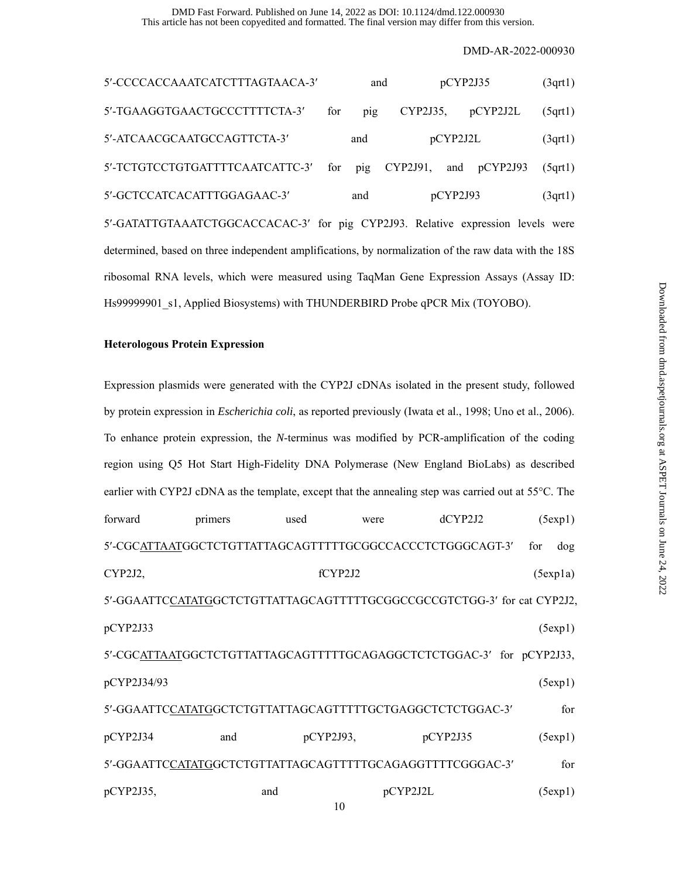5′-CCCCACCAAATCATCTTTAGTAACA-3′ and pCYP2J35 (3qrt1) 5′-TGAAGGTGAACTGCCCTTTTCTA-3′ for pig CYP2J35, pCYP2J2L (5qrt1) 5′-ATCAACGCAATGCCAGTTCTA-3′ and pCYP2J2L (3qrt1) 5′-TCTGTCCTGTGATTTTCAATCATTC-3′ for pig CYP2J91, and pCYP2J93 (5qrt1) 5′-GCTCCATCACATTTGGAGAAC-3′ and pCYP2J93 (3qrt1) 5′-GATATTGTAAATCTGGCACCACAC-3′ for pig CYP2J93. Relative expression levels were determined, based on three independent amplifications, by normalization of the raw data with the 18S ribosomal RNA levels, which were measured using TaqMan Gene Expression Assays (Assay ID: Hs99999901_s1, Applied Biosystems) with THUNDERBIRD Probe qPCR Mix (TOYOBO).

### Heterologous Protein Expression

Expression plasmids were generated with the CYP2J cDNAs isolated in the present study, followed by protein expression in *Escherichia coli*, as reported previously (Iwata et al., 1998; Uno et al., 2006). To enhance protein expression, the *N*-terminus was modified by PCR-amplification of the coding region using Q5 Hot Start High-Fidelity DNA Polymerase (New England BioLabs) as described earlier with CYP2J cDNA as the template, except that the annealing step was carried out at 55°C. The forward primers used were dCYP2J2 (5exp1) 5′-CGCATTAATGGCTCTGTTATTAGCAGTTTTTGCGGCCACCCTCTGGGCAGT-3′ for dog CYP2J2, fCYP2J2 (5exp1a) 5′-GGAATTCCATATGGCTCTGTTATTAGCAGTTTTTGCGGCCGCCGTCTGG-3′ for cat CYP2J2, pCYP2J33 (5exp1) 5′-CGCATTAATGGCTCTGTTATTAGCAGTTTTTGCAGAGGCTCTCTGGAC-3′ for pCYP2J33, pCYP2J34/93 (5exp1) 5′-GGAATTCCATATGGCTCTGTTATTAGCAGTTTTTGCTGAGGCTCTCTGGAC-3′ for pCYP2J34 and pCYP2J93, pCYP2J35 (5exp1) 5′-GGAATTCCATATGGCTCTGTTATTAGCAGTTTTTGCAGAGGTTTTCGGGAC-3′ for pCYP2J35, and pCYP2J2L (5exp1)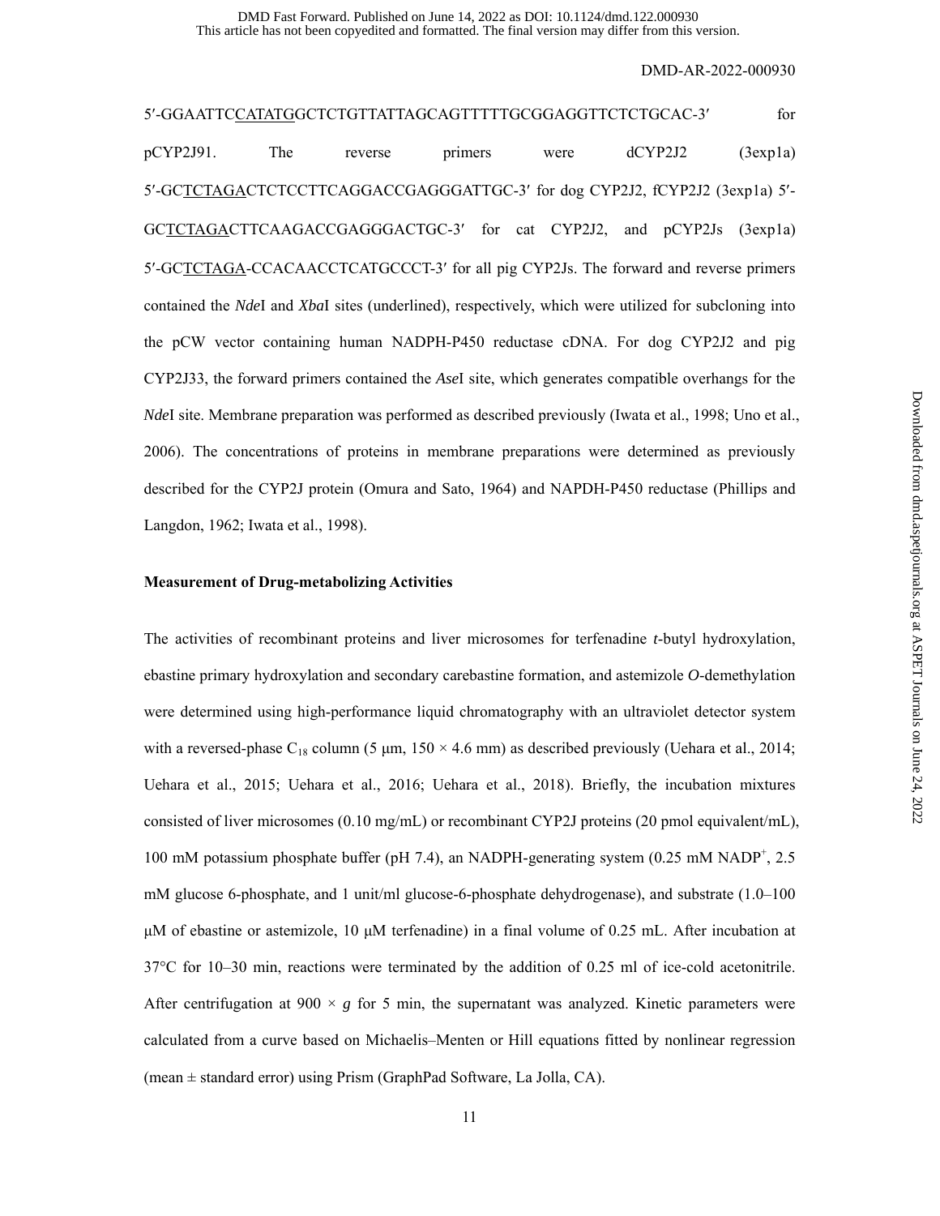5′-GGAATTCCATATGGCTCTGTTATTAGCAGTTTTTGCGGAGGTTCTCTGCAC-3′ for pCYP2J91. The reverse primers were dCYP2J2 (3exp1a) 5′-GCTCTAGACTCTCCTTCAGGACCGAGGGATTGC-3′ for dog CYP2J2, fCYP2J2 (3exp1a) 5′-GCTCTAGACTTCAAGACCGAGGGACTGC-3′ for cat CYP2J2, and pCYP2Js (3exp1a) 5′-GCTCTAGA-CCACAACCTCATGCCCT-3′ for all pig CYP2Js. The forward and reverse primers contained the *Nde*I and *Xba*I sites (underlined), respectively, which were utilized for subcloning into the pCW vector containing human NADPH-P450 reductase cDNA. For dog CYP2J2 and pig CYP2J33, the forward primers contained the *Ase*I site, which generates compatible overhangs for the *Nde*I site. Membrane preparation was performed as described previously (Iwata et al., 1998; Uno et al., 2006). The concentrations of proteins in membrane preparations were determined as previously described for the CYP2J protein (Omura and Sato, 1964) and NAPDH-P450 reductase (Phillips and Langdon, 1962; Iwata et al., 1998).

### Measurement of Drug-metabolizing Activities

The activities of recombinant proteins and liver microsomes for terfenadine *t*-butyl hydroxylation, ebastine primary hydroxylation and secondary carebastine formation, and astemizole *O*-demethylation were determined using high-performance liquid chromatography with an ultraviolet detector system with a reversed-phase $C_{18}$ column (5 μm, 150 × 4.6 mm) as described previously (Uehara et al., 2014; Uehara et al., 2015; Uehara et al., 2016; Uehara et al., 2018). Briefly, the incubation mixtures consisted of liver microsomes (0.10 mg/mL) or recombinant CYP2J proteins (20 pmol equivalent/mL), 100 mM potassium phosphate buffer (pH 7.4), an NADPH-generating system (0.25 mM $NADP^+$, 2.5 mM glucose 6-phosphate, and 1 unit/ml glucose-6-phosphate dehydrogenase), and substrate (1.0–100 μM of ebastine or astemizole, 10 μM terfenadine) in a final volume of 0.25 mL. After incubation at 37°C for 10–30 min, reactions were terminated by the addition of 0.25 ml of ice-cold acetonitrile. After centrifugation at 900 × *g* for 5 min, the supernatant was analyzed. Kinetic parameters were calculated from a curve based on Michaelis–Menten or Hill equations fitted by nonlinear regression (mean ± standard error) using Prism (GraphPad Software, La Jolla, CA).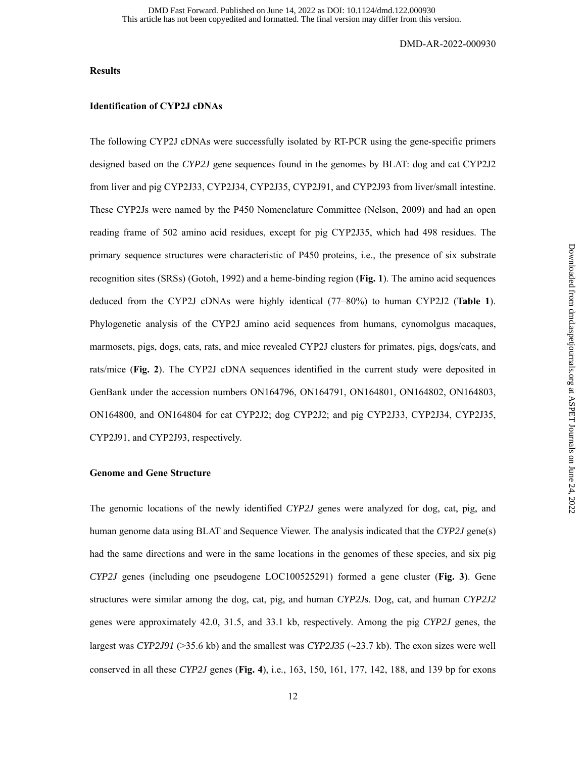## Results

### Identification of CYP2J cDNAs

The following CYP2J cDNAs were successfully isolated by RT-PCR using the gene-specific primers designed based on the *CYP2J* gene sequences found in the genomes by BLAT: dog and cat CYP2J2 from liver and pig CYP2J33, CYP2J34, CYP2J35, CYP2J91, and CYP2J93 from liver/small intestine. These CYP2Js were named by the P450 Nomenclature Committee (Nelson, 2009) and had an open reading frame of 502 amino acid residues, except for pig CYP2J35, which had 498 residues. The primary sequence structures were characteristic of P450 proteins, i.e., the presence of six substrate recognition sites (SRSs) (Gotoh, 1992) and a heme-binding region (**Fig. 1**). The amino acid sequences deduced from the CYP2J cDNAs were highly identical (77–80%) to human CYP2J2 (**Table 1**). Phylogenetic analysis of the CYP2J amino acid sequences from humans, cynomolgus macaques, marmosets, pigs, dogs, cats, rats, and mice revealed CYP2J clusters for primates, pigs, dogs/cats, and rats/mice (**Fig. 2**). The CYP2J cDNA sequences identified in the current study were deposited in GenBank under the accession numbers ON164796, ON164791, ON164801, ON164802, ON164803, ON164800, and ON164804 for cat CYP2J2; dog CYP2J2; and pig CYP2J33, CYP2J34, CYP2J35, CYP2J91, and CYP2J93, respectively.

### Genome and Gene Structure

The genomic locations of the newly identified *CYP2J* genes were analyzed for dog, cat, pig, and human genome data using BLAT and Sequence Viewer. The analysis indicated that the *CYP2J* gene(s) had the same directions and were in the same locations in the genomes of these species, and six pig *CYP2J* genes (including one pseudogene LOC100525291) formed a gene cluster (**Fig. 3)**. Gene structures were similar among the dog, cat, pig, and human *CYP2J*s. Dog, cat, and human *CYP2J2* genes were approximately 42.0, 31.5, and 33.1 kb, respectively. Among the pig *CYP2J* genes, the largest was *CYP2J91* (>35.6 kb) and the smallest was *CYP2J35* (~23.7 kb). The exon sizes were well conserved in all these *CYP2J* genes (**Fig. 4**), i.e., 163, 150, 161, 177, 142, 188, and 139 bp for exons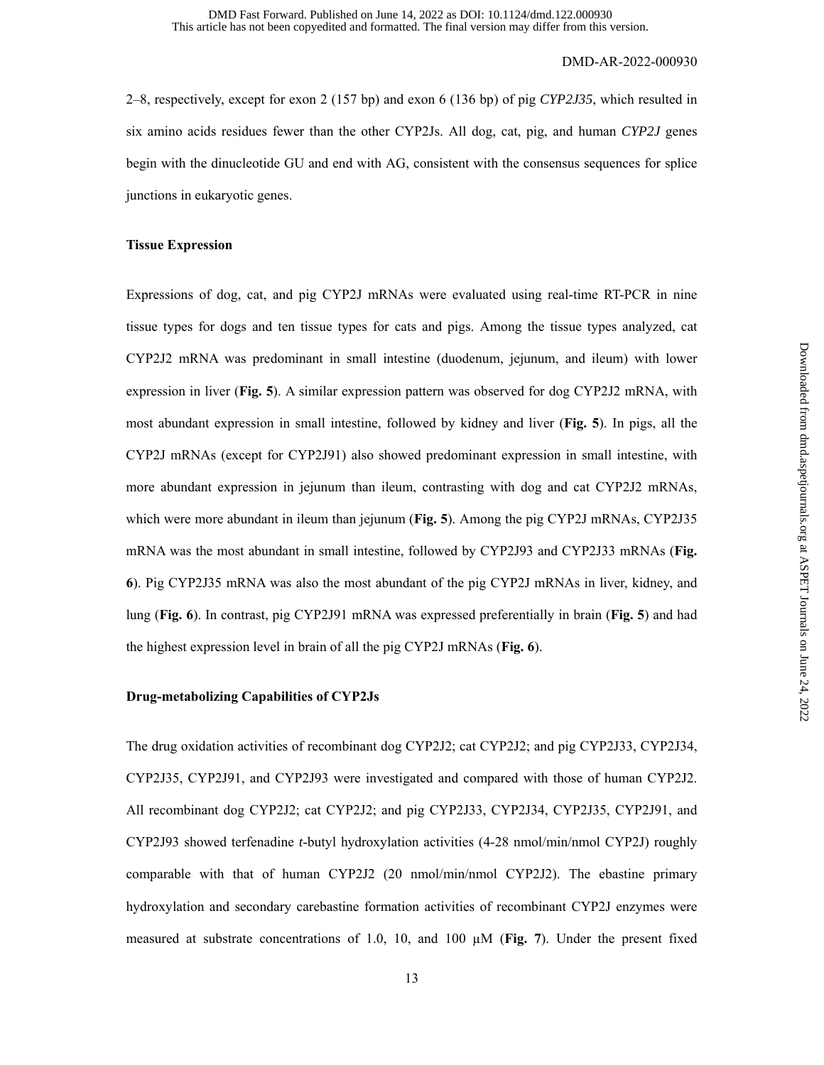2–8, respectively, except for exon 2 (157 bp) and exon 6 (136 bp) of pig *CYP2J35*, which resulted in six amino acids residues fewer than the other CYP2Js. All dog, cat, pig, and human *CYP2J* genes begin with the dinucleotide GU and end with AG, consistent with the consensus sequences for splice junctions in eukaryotic genes.

**Tissue Expression**

Expressions of dog, cat, and pig CYP2J mRNAs were evaluated using real-time RT-PCR in nine tissue types for dogs and ten tissue types for cats and pigs. Among the tissue types analyzed, cat CYP2J2 mRNA was predominant in small intestine (duodenum, jejunum, and ileum) with lower expression in liver (**Fig. 5**). A similar expression pattern was observed for dog CYP2J2 mRNA, with most abundant expression in small intestine, followed by kidney and liver (**Fig. 5**). In pigs, all the CYP2J mRNAs (except for CYP2J91) also showed predominant expression in small intestine, with more abundant expression in jejunum than ileum, contrasting with dog and cat CYP2J2 mRNAs, which were more abundant in ileum than jejunum (**Fig. 5**). Among the pig CYP2J mRNAs, CYP2J35 mRNA was the most abundant in small intestine, followed by CYP2J93 and CYP2J33 mRNAs (**Fig. 6**). Pig CYP2J35 mRNA was also the most abundant of the pig CYP2J mRNAs in liver, kidney, and lung (**Fig. 6**). In contrast, pig CYP2J91 mRNA was expressed preferentially in brain (**Fig. 5**) and had the highest expression level in brain of all the pig CYP2J mRNAs (**Fig. 6**).

**Drug-metabolizing Capabilities of CYP2Js**

The drug oxidation activities of recombinant dog CYP2J2; cat CYP2J2; and pig CYP2J33, CYP2J34, CYP2J35, CYP2J91, and CYP2J93 were investigated and compared with those of human CYP2J2. All recombinant dog CYP2J2; cat CYP2J2; and pig CYP2J33, CYP2J34, CYP2J35, CYP2J91, and CYP2J93 showed terfenadine *t*-butyl hydroxylation activities (4-28 nmol/min/nmol CYP2J) roughly comparable with that of human CYP2J2 (20 nmol/min/nmol CYP2J2). The ebastine primary hydroxylation and secondary carebastine formation activities of recombinant CYP2J enzymes were measured at substrate concentrations of 1.0, 10, and 100 μM (**Fig. 7**). Under the present fixed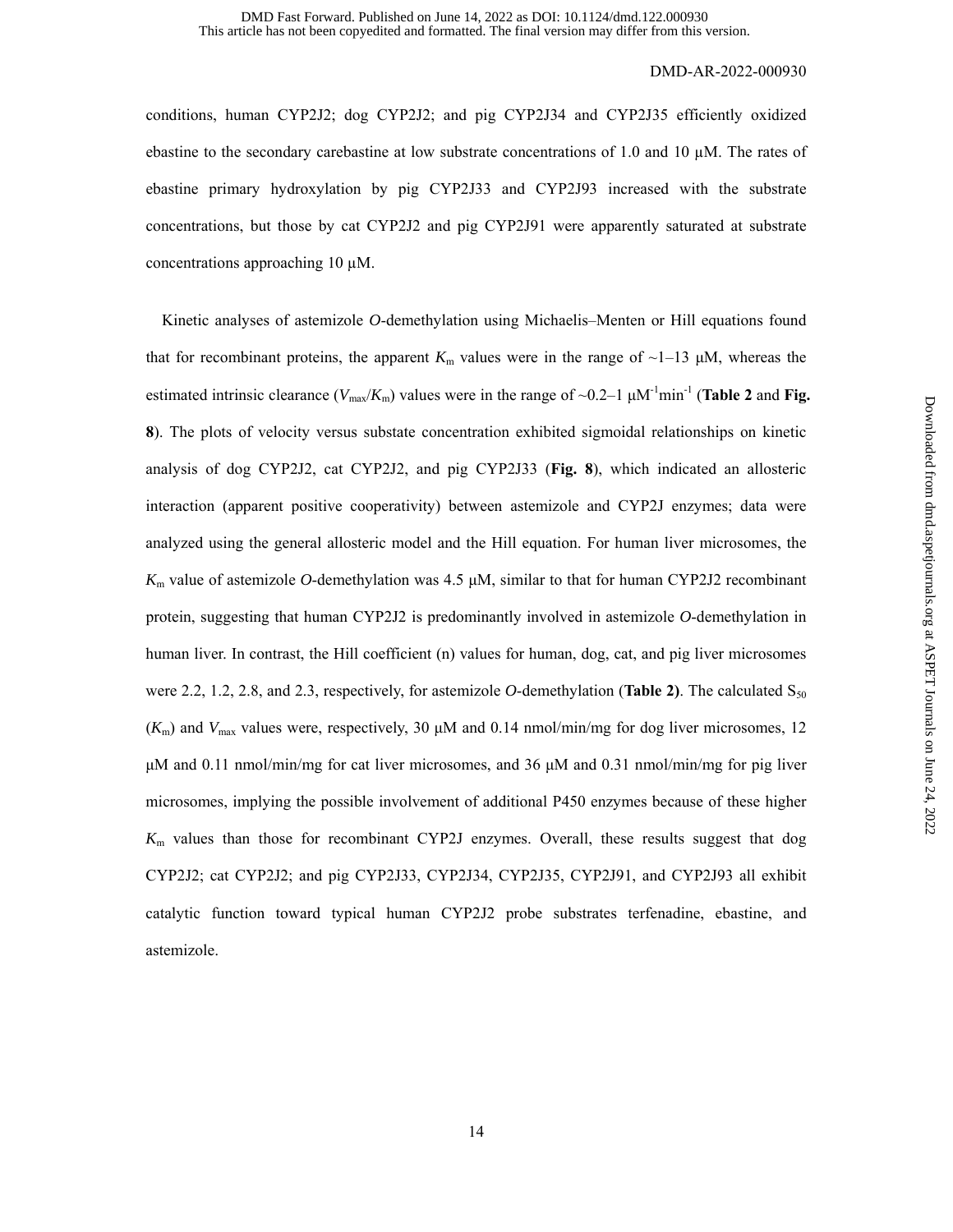conditions, human CYP2J2; dog CYP2J2; and pig CYP2J34 and CYP2J35 efficiently oxidized ebastine to the secondary carebastine at low substrate concentrations of 1.0 and 10 μM. The rates of ebastine primary hydroxylation by pig CYP2J33 and CYP2J93 increased with the substrate concentrations, but those by cat CYP2J2 and pig CYP2J91 were apparently saturated at substrate concentrations approaching 10 μM.

Kinetic analyses of astemizole *O*-demethylation using Michaelis–Menten or Hill equations found that for recombinant proteins, the apparent $K_m$ values were in the range of ~1–13 μM, whereas the estimated intrinsic clearance ($V_{max}/K_m$) values were in the range of ~0.2–1 $\mu M^{-1} min^{-1}$ (**Table 2** and **Fig. 8**). The plots of velocity versus substate concentration exhibited sigmoidal relationships on kinetic analysis of dog CYP2J2, cat CYP2J2, and pig CYP2J33 (**Fig. 8**), which indicated an allosteric interaction (apparent positive cooperativity) between astemizole and CYP2J enzymes; data were analyzed using the general allosteric model and the Hill equation. For human liver microsomes, the $K_m$ value of astemizole *O*-demethylation was 4.5 μM, similar to that for human CYP2J2 recombinant protein, suggesting that human CYP2J2 is predominantly involved in astemizole *O*-demethylation in human liver. In contrast, the Hill coefficient (n) values for human, dog, cat, and pig liver microsomes were 2.2, 1.2, 2.8, and 2.3, respectively, for astemizole *O*-demethylation (**Table 2)**. The calculated $S_{50}$ ($K_m$) and $V_{max}$ values were, respectively, 30 μM and 0.14 nmol/min/mg for dog liver microsomes, 12 μM and 0.11 nmol/min/mg for cat liver microsomes, and 36 μM and 0.31 nmol/min/mg for pig liver microsomes, implying the possible involvement of additional P450 enzymes because of these higher $K_m$ values than those for recombinant CYP2J enzymes. Overall, these results suggest that dog CYP2J2; cat CYP2J2; and pig CYP2J33, CYP2J34, CYP2J35, CYP2J91, and CYP2J93 all exhibit catalytic function toward typical human CYP2J2 probe substrates terfenadine, ebastine, and astemizole.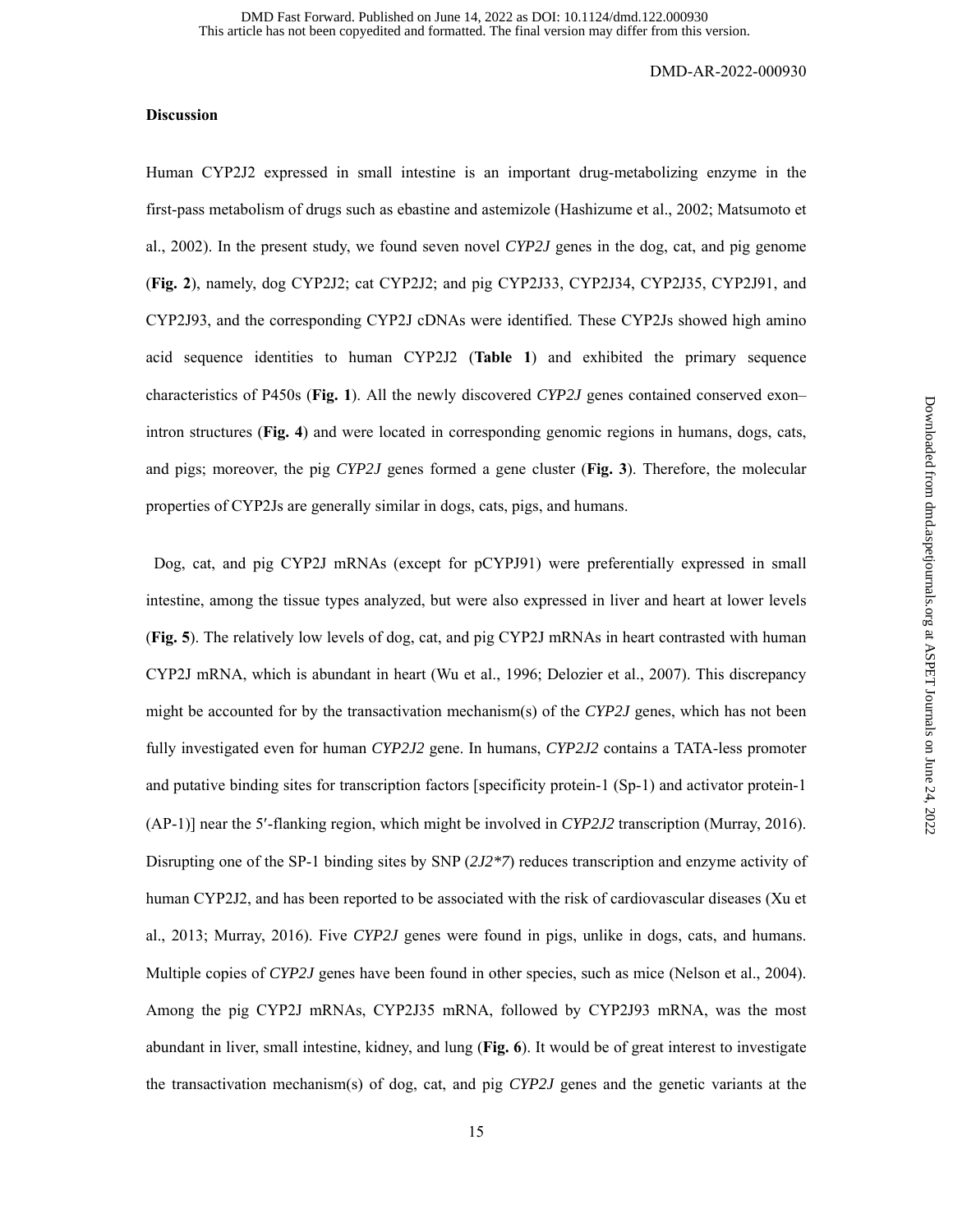## Discussion

Human CYP2J2 expressed in small intestine is an important drug-metabolizing enzyme in the first-pass metabolism of drugs such as ebastine and astemizole (Hashizume et al., 2002; Matsumoto et al., 2002). In the present study, we found seven novel *CYP2J* genes in the dog, cat, and pig genome (**Fig. 2**), namely, dog CYP2J2; cat CYP2J2; and pig CYP2J33, CYP2J34, CYP2J35, CYP2J91, and CYP2J93, and the corresponding CYP2J cDNAs were identified. These CYP2Js showed high amino acid sequence identities to human CYP2J2 (**Table 1**) and exhibited the primary sequence characteristics of P450s (**Fig. 1**). All the newly discovered *CYP2J* genes contained conserved exon–intron structures (**Fig. 4**) and were located in corresponding genomic regions in humans, dogs, cats, and pigs; moreover, the pig *CYP2J* genes formed a gene cluster (**Fig. 3**). Therefore, the molecular properties of CYP2Js are generally similar in dogs, cats, pigs, and humans.

Dog, cat, and pig CYP2J mRNAs (except for pCYPJ91) were preferentially expressed in small intestine, among the tissue types analyzed, but were also expressed in liver and heart at lower levels (**Fig. 5**). The relatively low levels of dog, cat, and pig CYP2J mRNAs in heart contrasted with human CYP2J mRNA, which is abundant in heart (Wu et al., 1996; Delozier et al., 2007). This discrepancy might be accounted for by the transactivation mechanism(s) of the *CYP2J* genes, which has not been fully investigated even for human *CYP2J2* gene. In humans, *CYP2J2* contains a TATA-less promoter and putative binding sites for transcription factors [specificity protein-1 (Sp-1) and activator protein-1 (AP-1)] near the 5′-flanking region, which might be involved in *CYP2J2* transcription (Murray, 2016). Disrupting one of the SP-1 binding sites by SNP (*2J2*7*) reduces transcription and enzyme activity of human CYP2J2, and has been reported to be associated with the risk of cardiovascular diseases (Xu et al., 2013; Murray, 2016). Five *CYP2J* genes were found in pigs, unlike in dogs, cats, and humans. Multiple copies of *CYP2J* genes have been found in other species, such as mice (Nelson et al., 2004). Among the pig CYP2J mRNAs, CYP2J35 mRNA, followed by CYP2J93 mRNA, was the most abundant in liver, small intestine, kidney, and lung (**Fig. 6**). It would be of great interest to investigate the transactivation mechanism(s) of dog, cat, and pig *CYP2J* genes and the genetic variants at the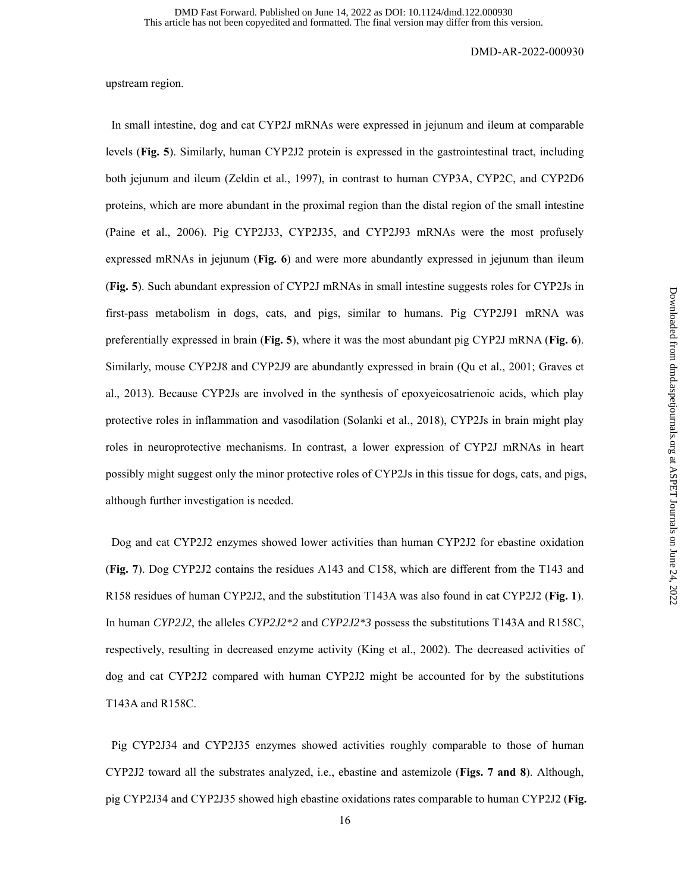upstream region.

In small intestine, dog and cat CYP2J mRNAs were expressed in jejunum and ileum at comparable levels (**Fig. 5**). Similarly, human CYP2J2 protein is expressed in the gastrointestinal tract, including both jejunum and ileum (Zeldin et al., 1997), in contrast to human CYP3A, CYP2C, and CYP2D6 proteins, which are more abundant in the proximal region than the distal region of the small intestine (Paine et al., 2006). Pig CYP2J33, CYP2J35, and CYP2J93 mRNAs were the most profusely expressed mRNAs in jejunum (**Fig. 6**) and were more abundantly expressed in jejunum than ileum (**Fig. 5**). Such abundant expression of CYP2J mRNAs in small intestine suggests roles for CYP2Js in first-pass metabolism in dogs, cats, and pigs, similar to humans. Pig CYP2J91 mRNA was preferentially expressed in brain (**Fig. 5**), where it was the most abundant pig CYP2J mRNA (**Fig. 6**). Similarly, mouse CYP2J8 and CYP2J9 are abundantly expressed in brain (Qu et al., 2001; Graves et al., 2013). Because CYP2Js are involved in the synthesis of epoxyeicosatrienoic acids, which play protective roles in inflammation and vasodilation (Solanki et al., 2018), CYP2Js in brain might play roles in neuroprotective mechanisms. In contrast, a lower expression of CYP2J mRNAs in heart possibly might suggest only the minor protective roles of CYP2Js in this tissue for dogs, cats, and pigs, although further investigation is needed.

Dog and cat CYP2J2 enzymes showed lower activities than human CYP2J2 for ebastine oxidation (**Fig. 7**). Dog CYP2J2 contains the residues A143 and C158, which are different from the T143 and R158 residues of human CYP2J2, and the substitution T143A was also found in cat CYP2J2 (**Fig. 1**). In human *CYP2J2*, the alleles *CYP2J2\*2* and *CYP2J2\*3* possess the substitutions T143A and R158C, respectively, resulting in decreased enzyme activity (King et al., 2002). The decreased activities of dog and cat CYP2J2 compared with human CYP2J2 might be accounted for by the substitutions T143A and R158C.

Pig CYP2J34 and CYP2J35 enzymes showed activities roughly comparable to those of human CYP2J2 toward all the substrates analyzed, i.e., ebastine and astemizole (**Figs. 7 and 8**). Although, pig CYP2J34 and CYP2J35 showed high ebastine oxidations rates comparable to human CYP2J2 (**Fig.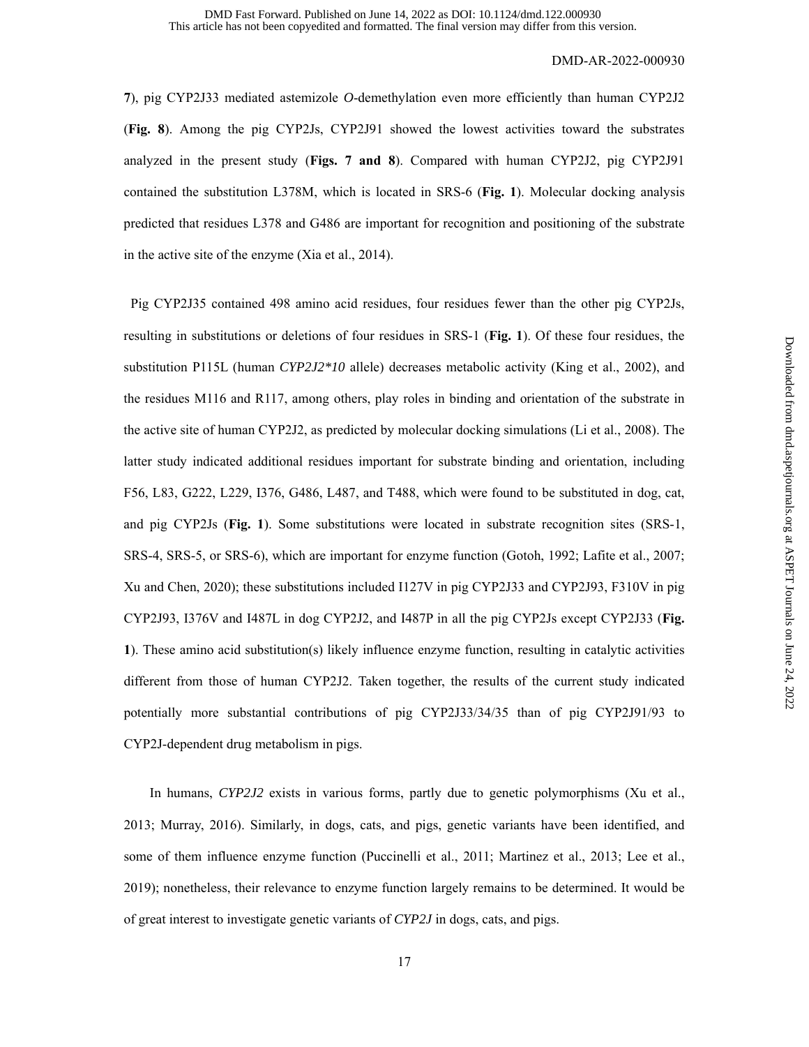**7**), pig CYP2J33 mediated astemizole *O*-demethylation even more efficiently than human CYP2J2 (**Fig. 8**). Among the pig CYP2Js, CYP2J91 showed the lowest activities toward the substrates analyzed in the present study (**Figs. 7 and 8**). Compared with human CYP2J2, pig CYP2J91 contained the substitution L378M, which is located in SRS-6 (**Fig. 1**). Molecular docking analysis predicted that residues L378 and G486 are important for recognition and positioning of the substrate in the active site of the enzyme (Xia et al., 2014).

Pig CYP2J35 contained 498 amino acid residues, four residues fewer than the other pig CYP2Js, resulting in substitutions or deletions of four residues in SRS-1 (**Fig. 1**). Of these four residues, the substitution P115L (human *CYP2J2*10* allele) decreases metabolic activity (King et al., 2002), and the residues M116 and R117, among others, play roles in binding and orientation of the substrate in the active site of human CYP2J2, as predicted by molecular docking simulations (Li et al., 2008). The latter study indicated additional residues important for substrate binding and orientation, including F56, L83, G222, L229, I376, G486, L487, and T488, which were found to be substituted in dog, cat, and pig CYP2Js (**Fig. 1**). Some substitutions were located in substrate recognition sites (SRS-1, SRS-4, SRS-5, or SRS-6), which are important for enzyme function (Gotoh, 1992; Lafite et al., 2007; Xu and Chen, 2020); these substitutions included I127V in pig CYP2J33 and CYP2J93, F310V in pig CYP2J93, I376V and I487L in dog CYP2J2, and I487P in all the pig CYP2Js except CYP2J33 (**Fig. 1**). These amino acid substitution(s) likely influence enzyme function, resulting in catalytic activities different from those of human CYP2J2. Taken together, the results of the current study indicated potentially more substantial contributions of pig CYP2J33/34/35 than of pig CYP2J91/93 to CYP2J-dependent drug metabolism in pigs.

In humans, *CYP2J2* exists in various forms, partly due to genetic polymorphisms (Xu et al., 2013; Murray, 2016). Similarly, in dogs, cats, and pigs, genetic variants have been identified, and some of them influence enzyme function (Puccinelli et al., 2011; Martinez et al., 2013; Lee et al., 2019); nonetheless, their relevance to enzyme function largely remains to be determined. It would be of great interest to investigate genetic variants of *CYP2J* in dogs, cats, and pigs.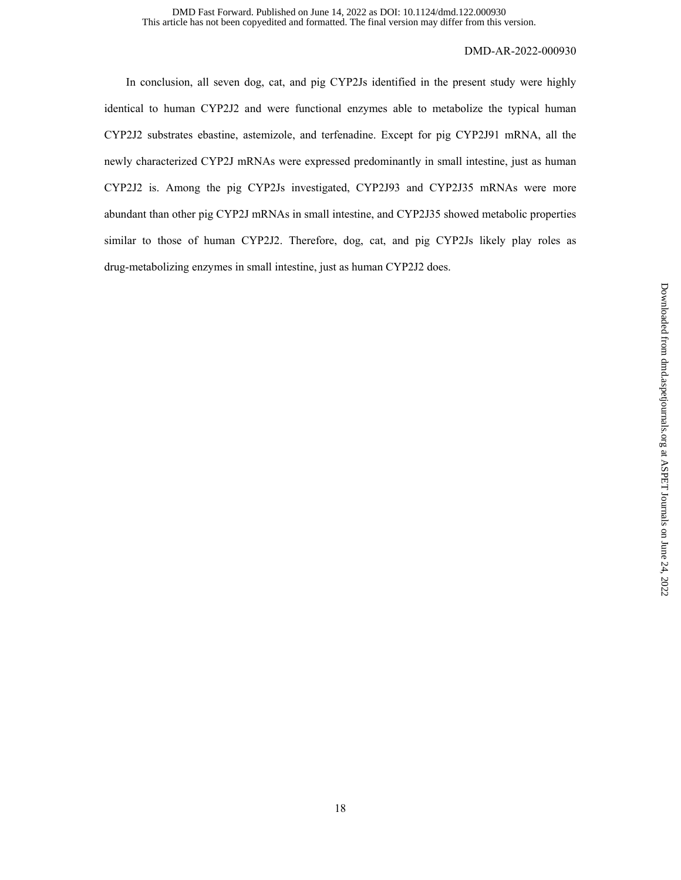In conclusion, all seven dog, cat, and pig CYP2Js identified in the present study were highly identical to human CYP2J2 and were functional enzymes able to metabolize the typical human CYP2J2 substrates ebastine, astemizole, and terfenadine. Except for pig CYP2J91 mRNA, all the newly characterized CYP2J mRNAs were expressed predominantly in small intestine, just as human CYP2J2 is. Among the pig CYP2Js investigated, CYP2J93 and CYP2J35 mRNAs were more abundant than other pig CYP2J mRNAs in small intestine, and CYP2J35 showed metabolic properties similar to those of human CYP2J2. Therefore, dog, cat, and pig CYP2Js likely play roles as drug-metabolizing enzymes in small intestine, just as human CYP2J2 does.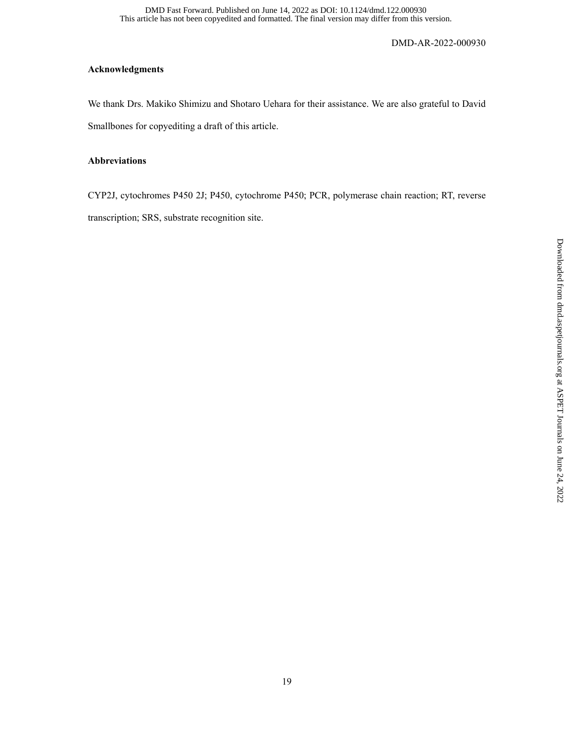## Acknowledgments

We thank Drs. Makiko Shimizu and Shotaro Uehara for their assistance. We are also grateful to David Smallbones for copyediting a draft of this article.

## Abbreviations

CYP2J, cytochromes P450 2J; P450, cytochrome P450; PCR, polymerase chain reaction; RT, reverse transcription; SRS, substrate recognition site.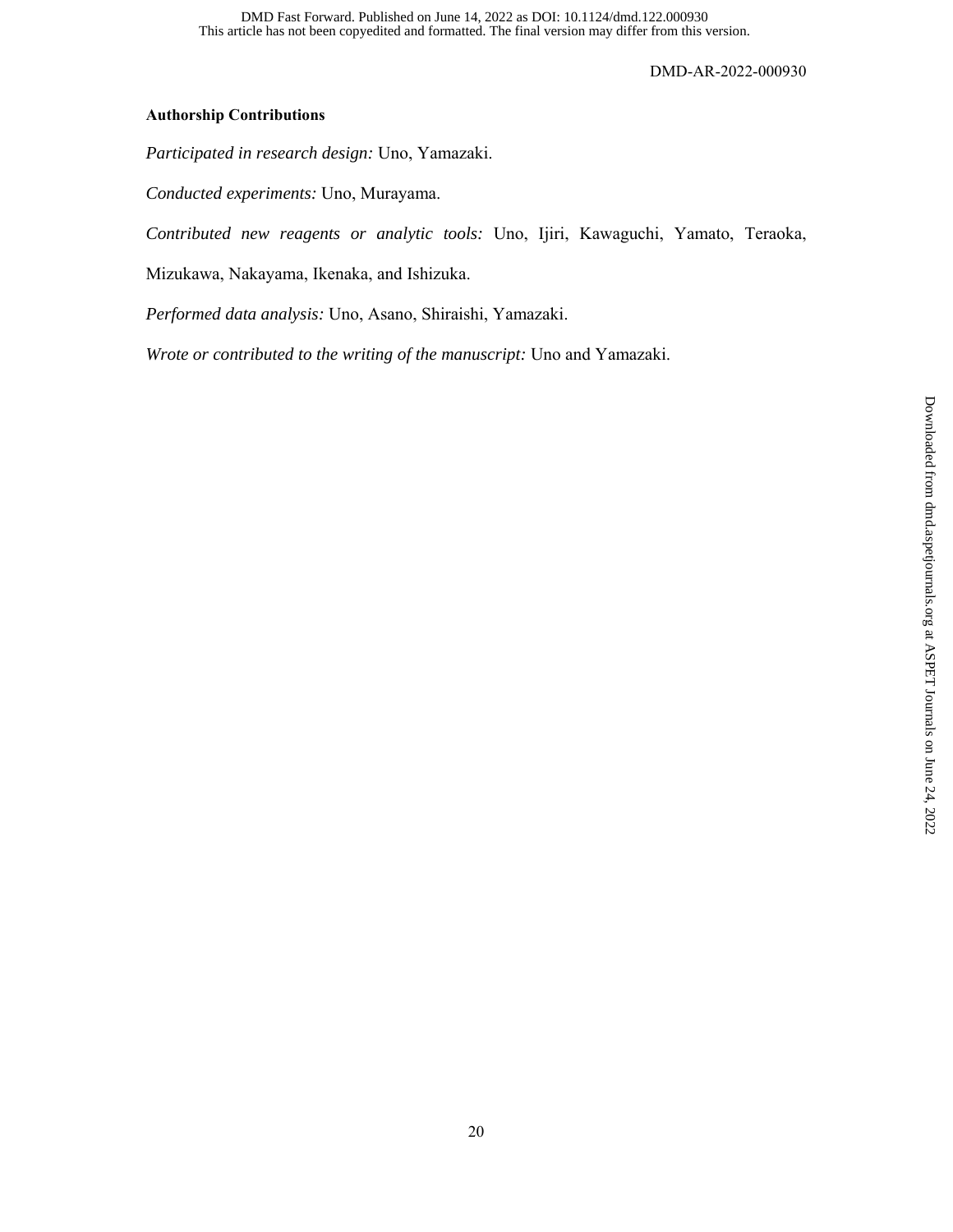**Authorship Contributions**

*Participated in research design:* Uno, Yamazaki.

*Conducted experiments:* Uno, Murayama.

*Contributed new reagents or analytic tools:* Uno, Ijiri, Kawaguchi, Yamato, Teraoka, Mizukawa, Nakayama, Ikenaka, and Ishizuka.

*Performed data analysis:* Uno, Asano, Shiraishi, Yamazaki.

*Wrote or contributed to the writing of the manuscript:* Uno and Yamazaki.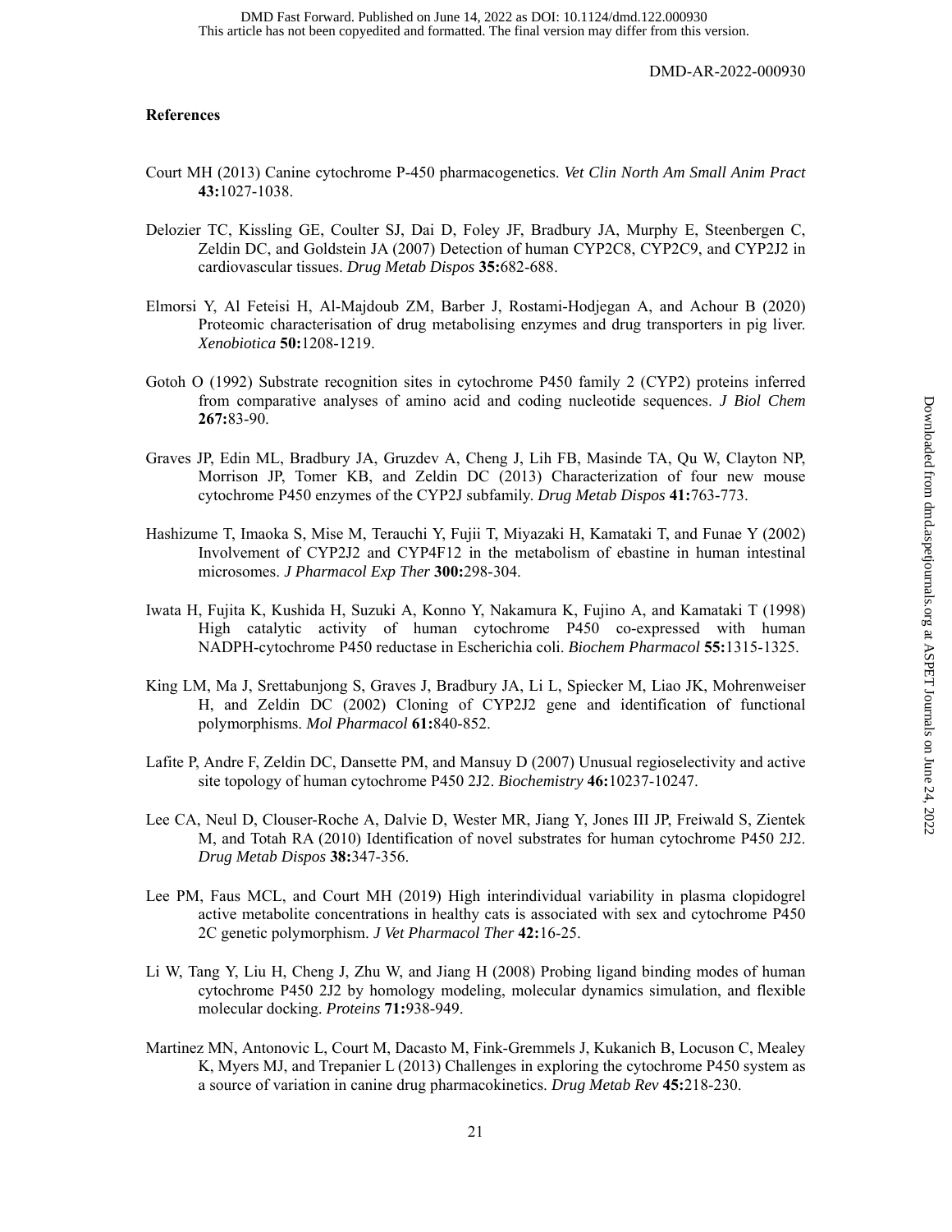**References**

Court MH (2013) Canine cytochrome P-450 pharmacogenetics. *Vet Clin North Am Small Anim Pract* **43:**1027-1038.

Delozier TC, Kissling GE, Coulter SJ, Dai D, Foley JF, Bradbury JA, Murphy E, Steenbergen C, Zeldin DC, and Goldstein JA (2007) Detection of human CYP2C8, CYP2C9, and CYP2J2 in cardiovascular tissues. *Drug Metab Dispos* **35:**682-688.

Elmorsi Y, Al Feteisi H, Al-Majdoub ZM, Barber J, Rostami-Hodjegan A, and Achour B (2020) Proteomic characterisation of drug metabolising enzymes and drug transporters in pig liver. *Xenobiotica* **50:**1208-1219.

Gotoh O (1992) Substrate recognition sites in cytochrome P450 family 2 (CYP2) proteins inferred from comparative analyses of amino acid and coding nucleotide sequences. *J Biol Chem* **267:**83-90.

Graves JP, Edin ML, Bradbury JA, Gruzdev A, Cheng J, Lih FB, Masinde TA, Qu W, Clayton NP, Morrison JP, Tomer KB, and Zeldin DC (2013) Characterization of four new mouse cytochrome P450 enzymes of the CYP2J subfamily. *Drug Metab Dispos* **41:**763-773.

Hashizume T, Imaoka S, Mise M, Terauchi Y, Fujii T, Miyazaki H, Kamataki T, and Funae Y (2002) Involvement of CYP2J2 and CYP4F12 in the metabolism of ebastine in human intestinal microsomes. *J Pharmacol Exp Ther* **300:**298-304.

Iwata H, Fujita K, Kushida H, Suzuki A, Konno Y, Nakamura K, Fujino A, and Kamataki T (1998) High catalytic activity of human cytochrome P450 co-expressed with human NADPH-cytochrome P450 reductase in Escherichia coli. *Biochem Pharmacol* **55:**1315-1325.

King LM, Ma J, Srettabunjong S, Graves J, Bradbury JA, Li L, Spiecker M, Liao JK, Mohrenweiser H, and Zeldin DC (2002) Cloning of CYP2J2 gene and identification of functional polymorphisms. *Mol Pharmacol* **61:**840-852.

Lafite P, Andre F, Zeldin DC, Dansette PM, and Mansuy D (2007) Unusual regioselectivity and active site topology of human cytochrome P450 2J2. *Biochemistry* **46:**10237-10247.

Lee CA, Neul D, Clouser-Roche A, Dalvie D, Wester MR, Jiang Y, Jones III JP, Freiwald S, Zientek M, and Totah RA (2010) Identification of novel substrates for human cytochrome P450 2J2. *Drug Metab Dispos* **38:**347-356.

Lee PM, Faus MCL, and Court MH (2019) High interindividual variability in plasma clopidogrel active metabolite concentrations in healthy cats is associated with sex and cytochrome P450 2C genetic polymorphism. *J Vet Pharmacol Ther* **42:**16-25.

Li W, Tang Y, Liu H, Cheng J, Zhu W, and Jiang H (2008) Probing ligand binding modes of human cytochrome P450 2J2 by homology modeling, molecular dynamics simulation, and flexible molecular docking. *Proteins* **71:**938-949.

Martinez MN, Antonovic L, Court M, Dacasto M, Fink-Gremmels J, Kukanich B, Locuson C, Mealey K, Myers MJ, and Trepanier L (2013) Challenges in exploring the cytochrome P450 system as a source of variation in canine drug pharmacokinetics. *Drug Metab Rev* **45:**218-230.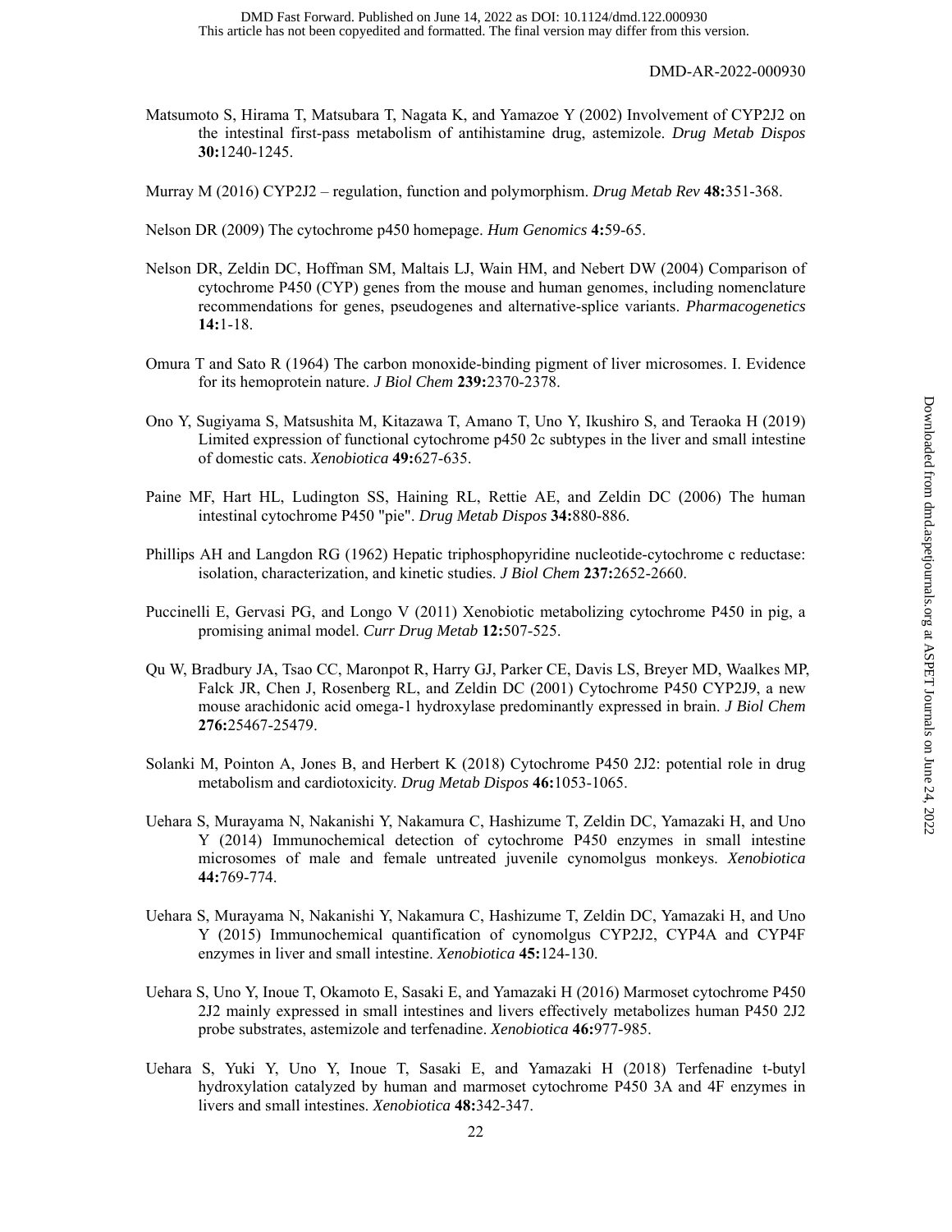Matsumoto S, Hirama T, Matsubara T, Nagata K, and Yamazoe Y (2002) Involvement of CYP2J2 on the intestinal first-pass metabolism of antihistamine drug, astemizole. *Drug Metab Dispos* **30:**1240-1245.

Murray M (2016) CYP2J2 – regulation, function and polymorphism. *Drug Metab Rev* **48:**351-368.

Nelson DR (2009) The cytochrome p450 homepage. *Hum Genomics* **4:**59-65.

Nelson DR, Zeldin DC, Hoffman SM, Maltais LJ, Wain HM, and Nebert DW (2004) Comparison of cytochrome P450 (CYP) genes from the mouse and human genomes, including nomenclature recommendations for genes, pseudogenes and alternative-splice variants. *Pharmacogenetics* **14:**1-18.

Omura T and Sato R (1964) The carbon monoxide-binding pigment of liver microsomes. I. Evidence for its hemoprotein nature. *J Biol Chem* **239:**2370-2378.

Ono Y, Sugiyama S, Matsushita M, Kitazawa T, Amano T, Uno Y, Ikushiro S, and Teraoka H (2019) Limited expression of functional cytochrome p450 2c subtypes in the liver and small intestine of domestic cats. *Xenobiotica* **49:**627-635.

Paine MF, Hart HL, Ludington SS, Haining RL, Rettie AE, and Zeldin DC (2006) The human intestinal cytochrome P450 "pie". *Drug Metab Dispos* **34:**880-886.

Phillips AH and Langdon RG (1962) Hepatic triphosphopyridine nucleotide-cytochrome c reductase: isolation, characterization, and kinetic studies. *J Biol Chem* **237:**2652-2660.

Puccinelli E, Gervasi PG, and Longo V (2011) Xenobiotic metabolizing cytochrome P450 in pig, a promising animal model. *Curr Drug Metab* **12:**507-525.

Qu W, Bradbury JA, Tsao CC, Maronpot R, Harry GJ, Parker CE, Davis LS, Breyer MD, Waalkes MP, Falck JR, Chen J, Rosenberg RL, and Zeldin DC (2001) Cytochrome P450 CYP2J9, a new mouse arachidonic acid omega-1 hydroxylase predominantly expressed in brain. *J Biol Chem* **276:**25467-25479.

Solanki M, Pointon A, Jones B, and Herbert K (2018) Cytochrome P450 2J2: potential role in drug metabolism and cardiotoxicity. *Drug Metab Dispos* **46:**1053-1065.

Uehara S, Murayama N, Nakanishi Y, Nakamura C, Hashizume T, Zeldin DC, Yamazaki H, and Uno Y (2014) Immunochemical detection of cytochrome P450 enzymes in small intestine microsomes of male and female untreated juvenile cynomolgus monkeys. *Xenobiotica* **44:**769-774.

Uehara S, Murayama N, Nakanishi Y, Nakamura C, Hashizume T, Zeldin DC, Yamazaki H, and Uno Y (2015) Immunochemical quantification of cynomolgus CYP2J2, CYP4A and CYP4F enzymes in liver and small intestine. *Xenobiotica* **45:**124-130.

Uehara S, Uno Y, Inoue T, Okamoto E, Sasaki E, and Yamazaki H (2016) Marmoset cytochrome P450 2J2 mainly expressed in small intestines and livers effectively metabolizes human P450 2J2 probe substrates, astemizole and terfenadine. *Xenobiotica* **46:**977-985.

Uehara S, Yuki Y, Uno Y, Inoue T, Sasaki E, and Yamazaki H (2018) Terfenadine t-butyl hydroxylation catalyzed by human and marmoset cytochrome P450 3A and 4F enzymes in livers and small intestines. *Xenobiotica* **48:**342-347.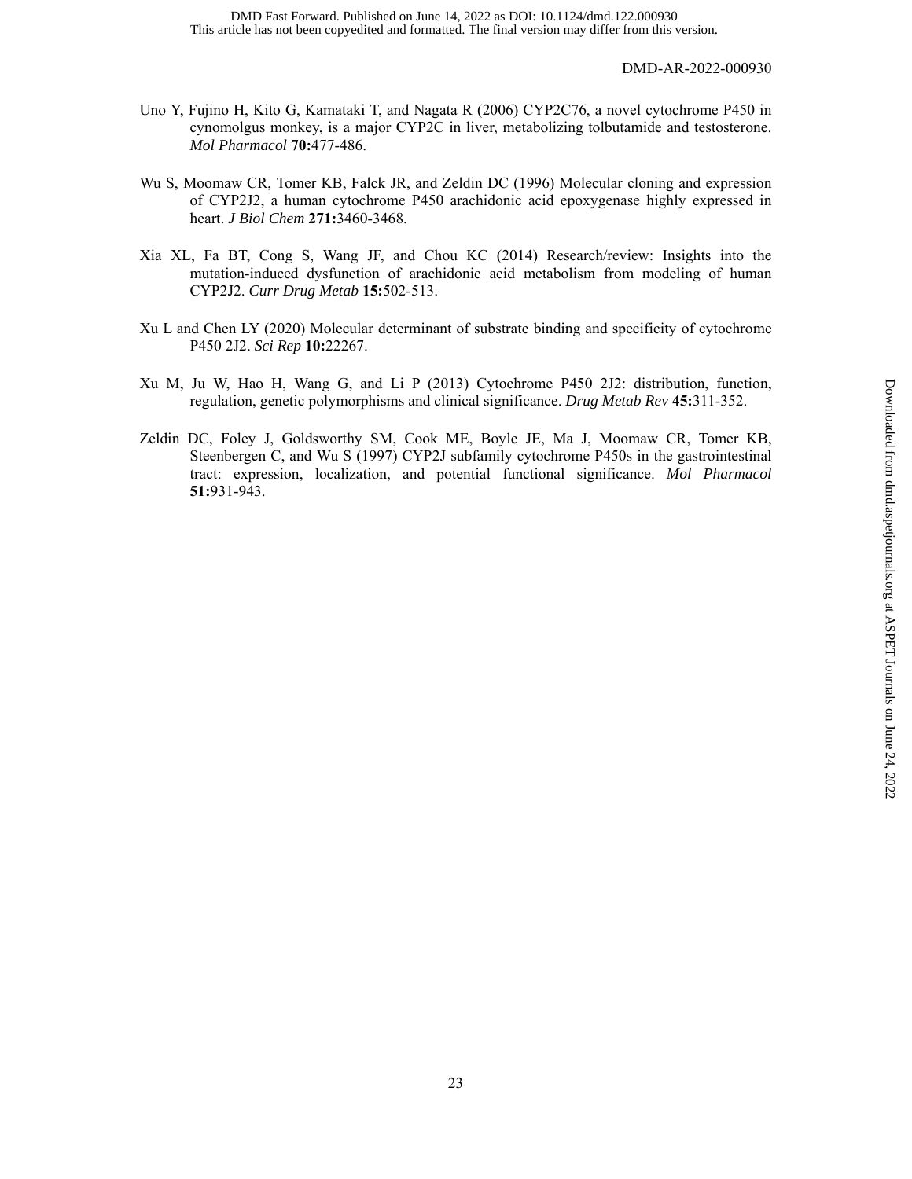Uno Y, Fujino H, Kito G, Kamataki T, and Nagata R (2006) CYP2C76, a novel cytochrome P450 in cynomolgus monkey, is a major CYP2C in liver, metabolizing tolbutamide and testosterone. *Mol Pharmacol* **70:**477-486.

Wu S, Moomaw CR, Tomer KB, Falck JR, and Zeldin DC (1996) Molecular cloning and expression of CYP2J2, a human cytochrome P450 arachidonic acid epoxygenase highly expressed in heart. *J Biol Chem* **271:**3460-3468.

Xia XL, Fa BT, Cong S, Wang JF, and Chou KC (2014) Research/review: Insights into the mutation-induced dysfunction of arachidonic acid metabolism from modeling of human CYP2J2. *Curr Drug Metab* **15:**502-513.

Xu L and Chen LY (2020) Molecular determinant of substrate binding and specificity of cytochrome P450 2J2. *Sci Rep* **10:**22267.

Xu M, Ju W, Hao H, Wang G, and Li P (2013) Cytochrome P450 2J2: distribution, function, regulation, genetic polymorphisms and clinical significance. *Drug Metab Rev* **45:**311-352.

Zeldin DC, Foley J, Goldsworthy SM, Cook ME, Boyle JE, Ma J, Moomaw CR, Tomer KB, Steenbergen C, and Wu S (1997) CYP2J subfamily cytochrome P450s in the gastrointestinal tract: expression, localization, and potential functional significance. *Mol Pharmacol* **51:**931-943.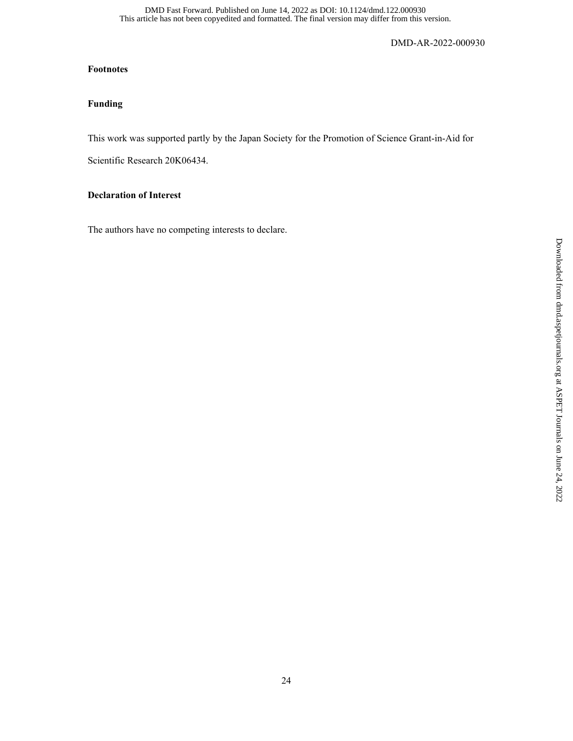**Footnotes**

**Funding**

This work was supported partly by the Japan Society for the Promotion of Science Grant-in-Aid for Scientific Research 20K06434.

**Declaration of Interest**

The authors have no competing interests to declare.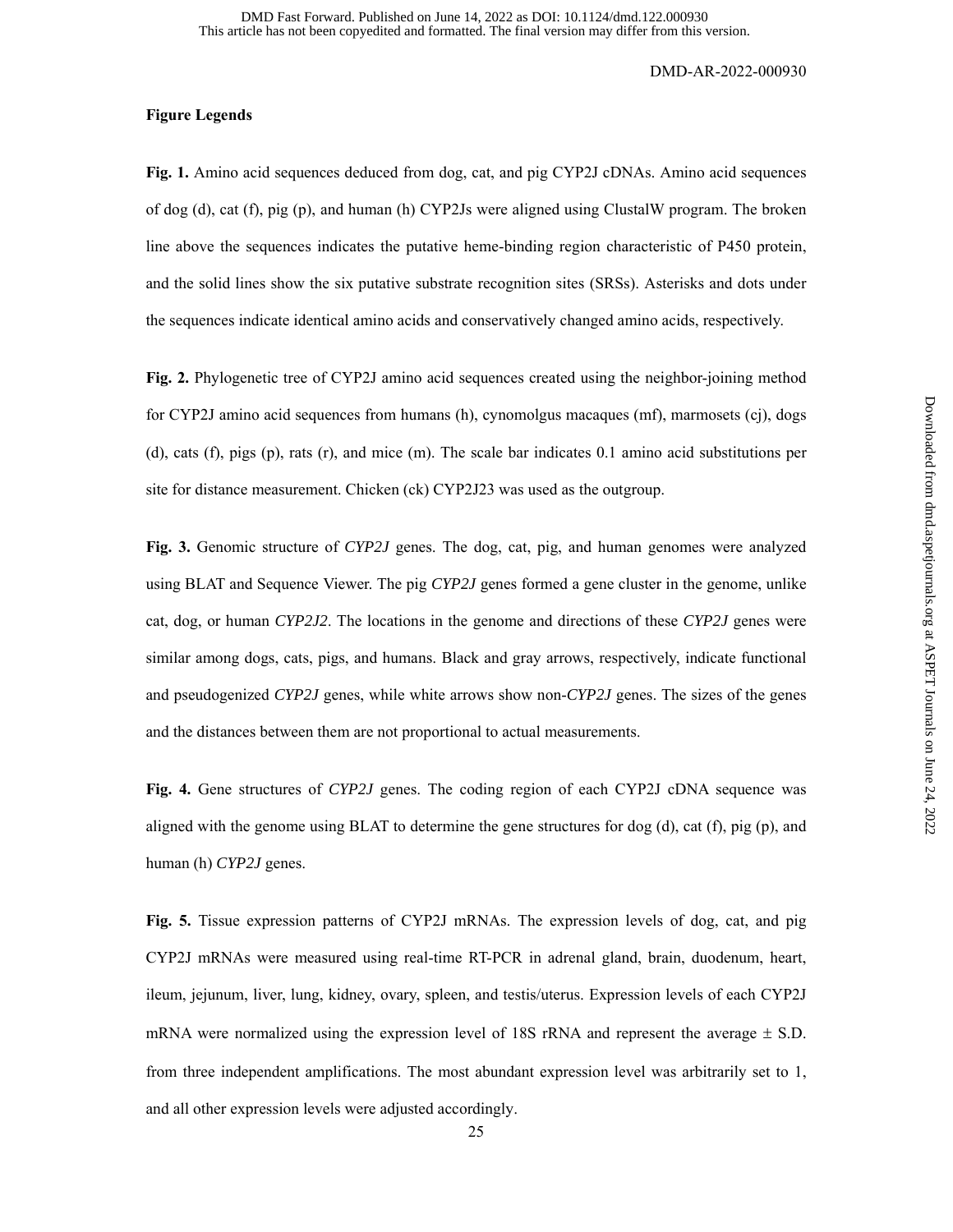## Figure Legends

**Fig. 1.** Amino acid sequences deduced from dog, cat, and pig CYP2J cDNAs. Amino acid sequences of dog (d), cat (f), pig (p), and human (h) CYP2Js were aligned using ClustalW program. The broken line above the sequences indicates the putative heme-binding region characteristic of P450 protein, and the solid lines show the six putative substrate recognition sites (SRSs). Asterisks and dots under the sequences indicate identical amino acids and conservatively changed amino acids, respectively.

**Fig. 2.** Phylogenetic tree of CYP2J amino acid sequences created using the neighbor-joining method for CYP2J amino acid sequences from humans (h), cynomolgus macaques (mf), marmosets (cj), dogs (d), cats (f), pigs (p), rats (r), and mice (m). The scale bar indicates 0.1 amino acid substitutions per site for distance measurement. Chicken (ck) CYP2J23 was used as the outgroup.

**Fig. 3.** Genomic structure of *CYP2J* genes. The dog, cat, pig, and human genomes were analyzed using BLAT and Sequence Viewer. The pig *CYP2J* genes formed a gene cluster in the genome, unlike cat, dog, or human *CYP2J2*. The locations in the genome and directions of these *CYP2J* genes were similar among dogs, cats, pigs, and humans. Black and gray arrows, respectively, indicate functional and pseudogenized *CYP2J* genes, while white arrows show non-*CYP2J* genes. The sizes of the genes and the distances between them are not proportional to actual measurements.

**Fig. 4.** Gene structures of *CYP2J* genes. The coding region of each CYP2J cDNA sequence was aligned with the genome using BLAT to determine the gene structures for dog (d), cat (f), pig (p), and human (h) *CYP2J* genes.

**Fig. 5.** Tissue expression patterns of CYP2J mRNAs. The expression levels of dog, cat, and pig CYP2J mRNAs were measured using real-time RT-PCR in adrenal gland, brain, duodenum, heart, ileum, jejunum, liver, lung, kidney, ovary, spleen, and testis/uterus. Expression levels of each CYP2J mRNA were normalized using the expression level of 18S rRNA and represent the average ± S.D. from three independent amplifications. The most abundant expression level was arbitrarily set to 1, and all other expression levels were adjusted accordingly.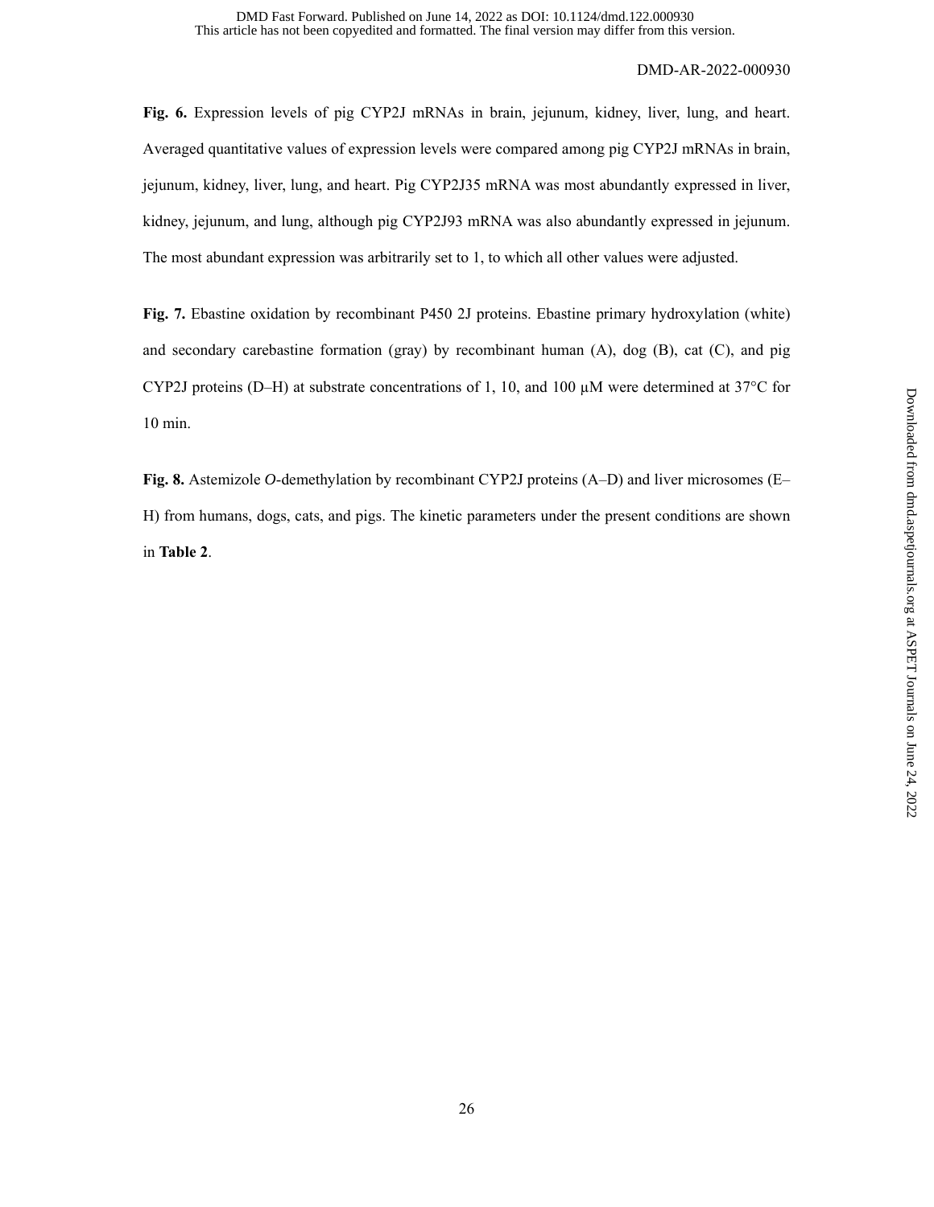**Fig. 6.** Expression levels of pig CYP2J mRNAs in brain, jejunum, kidney, liver, lung, and heart. Averaged quantitative values of expression levels were compared among pig CYP2J mRNAs in brain, jejunum, kidney, liver, lung, and heart. Pig CYP2J35 mRNA was most abundantly expressed in liver, kidney, jejunum, and lung, although pig CYP2J93 mRNA was also abundantly expressed in jejunum. The most abundant expression was arbitrarily set to 1, to which all other values were adjusted.

**Fig. 7.** Ebastine oxidation by recombinant P450 2J proteins. Ebastine primary hydroxylation (white) and secondary carebastine formation (gray) by recombinant human (A), dog (B), cat (C), and pig CYP2J proteins (D–H) at substrate concentrations of 1, 10, and 100 μM were determined at 37°C for 10 min.

**Fig. 8.** Astemizole *O*-demethylation by recombinant CYP2J proteins (A–D) and liver microsomes (E–H) from humans, dogs, cats, and pigs. The kinetic parameters under the present conditions are shown in **Table 2**.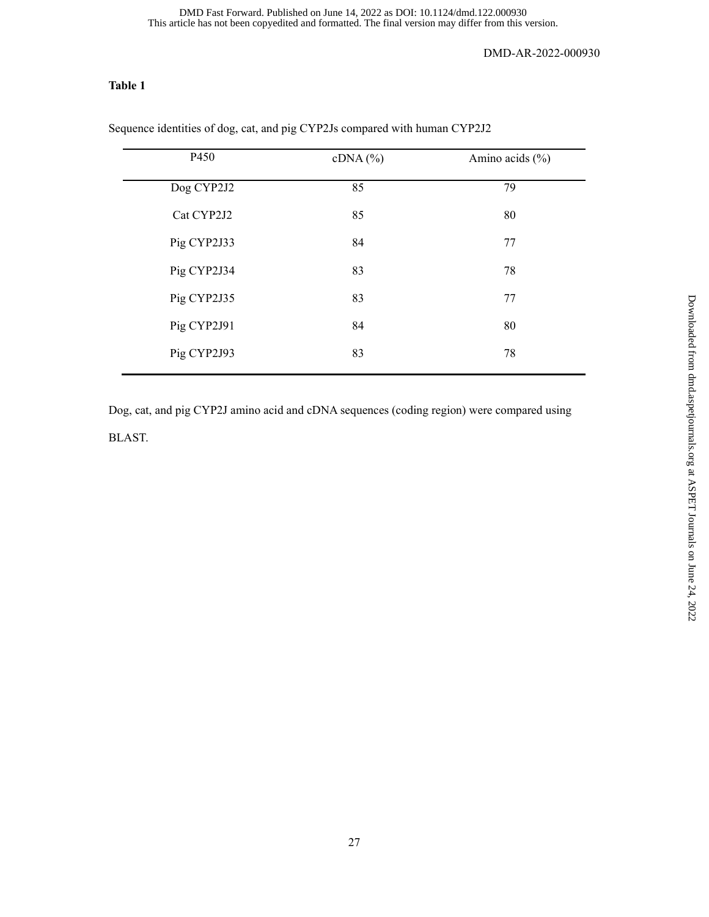**Table 1**

Sequence identities of dog, cat, and pig CYP2Js compared with human CYP2J2

| P450 | cDNA (%) | Amino acids (%) |
|---|---|---|
| Dog CYP2J2 | 85 | 79 |
| Cat CYP2J2 | 85 | 80 |
| Pig CYP2J33 | 84 | 77 |
| Pig CYP2J34 | 83 | 78 |
| Pig CYP2J35 | 83 | 77 |
| Pig CYP2J91 | 84 | 80 |
| Pig CYP2J93 | 83 | 78 |

Dog, cat, and pig CYP2J amino acid and cDNA sequences (coding region) were compared using BLAST.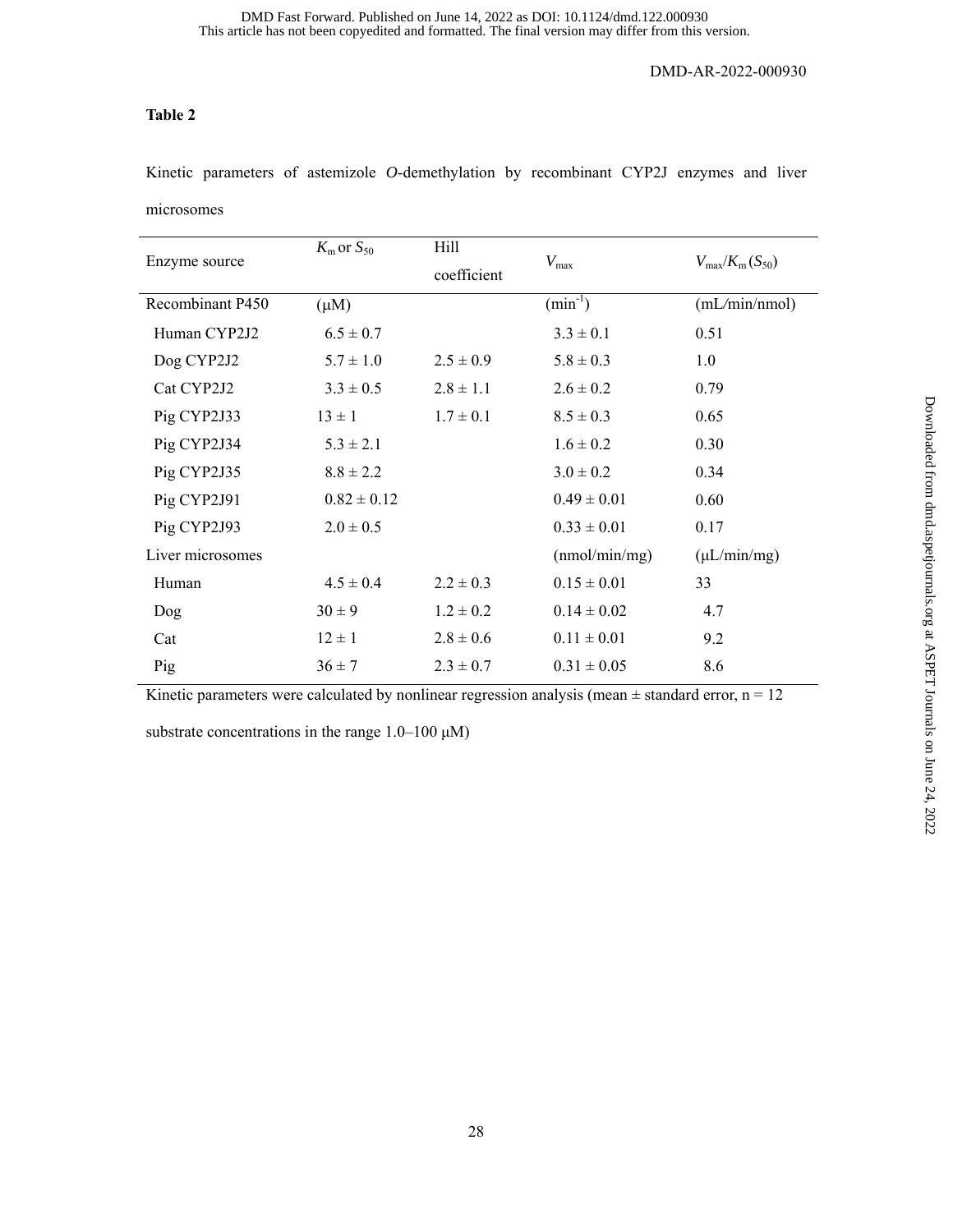**Table 2**

Kinetic parameters of astemizole *O*-demethylation by recombinant CYP2J enzymes and liver microsomes

| Enzyme source | $K_m$ or $S_{50}$ | Hill coefficient | $V_{max}$ | $V_{max}/K_m$ ($S_{50}$) |
|---|---|---|---|---|
| Recombinant P450 | (μM) | | (min$^{-1}$) | (mL/min/nmol) |
| Human CYP2J2 | 6.5 ± 0.7 | | 3.3 ± 0.1 | 0.51 |
| Dog CYP2J2 | 5.7 ± 1.0 | 2.5 ± 0.9 | 5.8 ± 0.3 | 1.0 |
| Cat CYP2J2 | 3.3 ± 0.5 | 2.8 ± 1.1 | 2.6 ± 0.2 | 0.79 |
| Pig CYP2J33 | 13 ± 1 | 1.7 ± 0.1 | 8.5 ± 0.3 | 0.65 |
| Pig CYP2J34 | 5.3 ± 2.1 | | 1.6 ± 0.2 | 0.30 |
| Pig CYP2J35 | 8.8 ± 2.2 | | 3.0 ± 0.2 | 0.34 |
| Pig CYP2J91 | 0.82 ± 0.12 | | 0.49 ± 0.01 | 0.60 |
| Pig CYP2J93 | 2.0 ± 0.5 | | 0.33 ± 0.01 | 0.17 |
| Liver microsomes | | | (nmol/min/mg) | (μL/min/mg) |
| Human | 4.5 ± 0.4 | 2.2 ± 0.3 | 0.15 ± 0.01 | 33 |
| Dog | 30 ± 9 | 1.2 ± 0.2 | 0.14 ± 0.02 | 4.7 |
| Cat | 12 ± 1 | 2.8 ± 0.6 | 0.11 ± 0.01 | 9.2 |
| Pig | 36 ± 7 | 2.3 ± 0.7 | 0.31 ± 0.05 | 8.6 |

Kinetic parameters were calculated by nonlinear regression analysis (mean ± standard error, n = 12 substrate concentrations in the range 1.0–100 μM)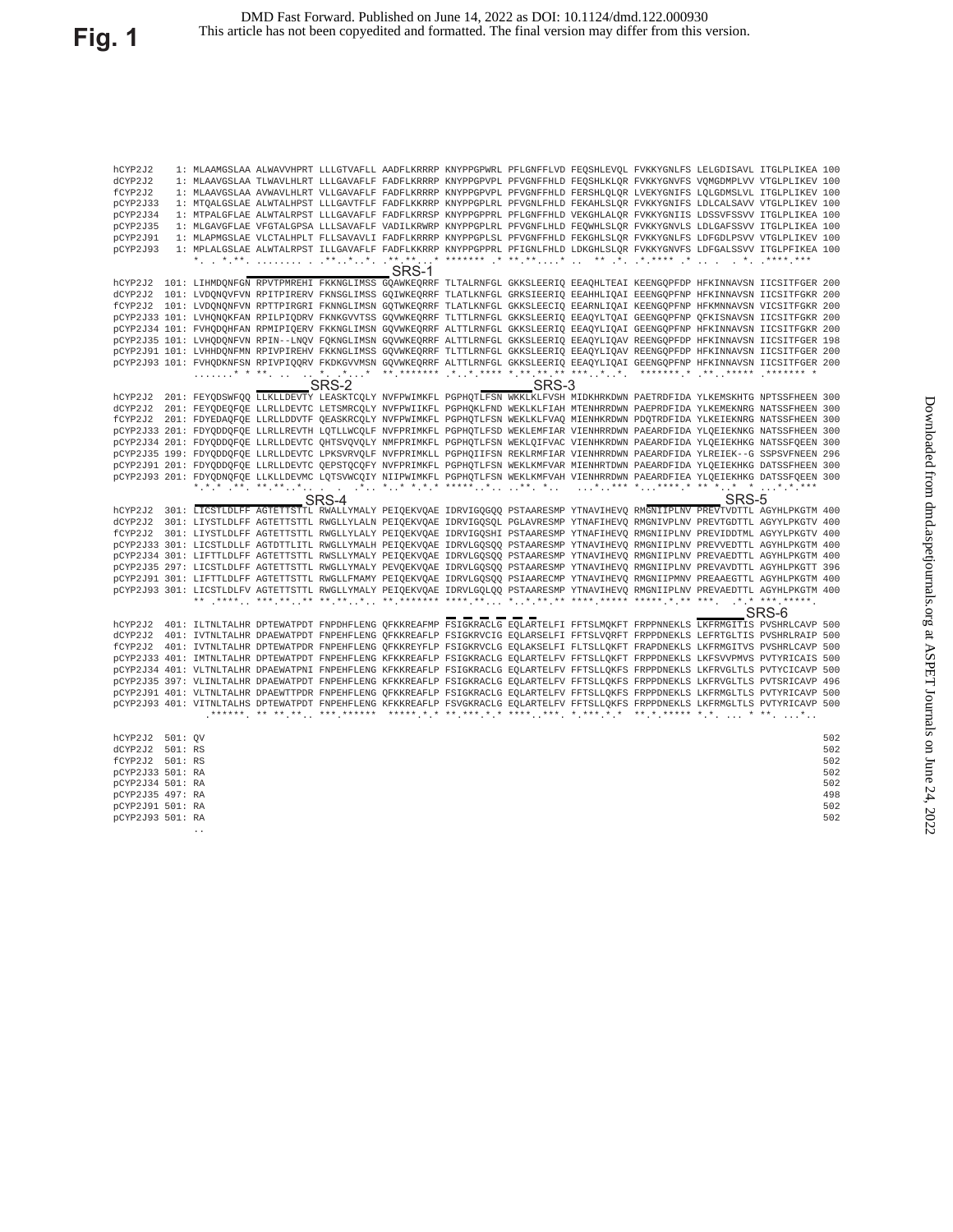# Fig. 1

```
hCYP2J2    1: MLAAMGSLAA ALWAVVHPRT LLLGTVAFLL AADFLKRRRP KNYPPGPWRL PFLGNFFLVD FEQSHLEVQL FVKKYGNLFS LELGDISAVL ITGLPLIKEA 100
dCYP2J2    1: MLAAVGSLAA TLWAVLHLRT LLLGAVAFLF FADFLKRRRP KNYPPGPVPL PFVGNFFHLD FEQSHLKLQR FVKKYGNVFS VQMGDMPLVV VTGLPLIKEV 100
fCYP2J2    1: MLAAVGSLAA AVWAVLHLRT VLLGAVAFLF FADFLKRRRP KNYPPGPVPL PFVGNFFHLD FERSHLQLQR LVEKYGNIFS LQLGDMSLVL ITGLPLIKEV 100
pCYP2J33   1: MTQALGSLAE ALWTALHPST LLLGAVTFLF FADFLKKRRP KNYPPGPLRL PFVGNLFHLD FEKAHLSLQR FVKKYGNIFS LDLCALSAVV VTGLPLIKEV 100
pCYP2J34   1: MTPALGFLAE ALWTALRPST LLLGAVAFLF FADFLKRRSP KNYPPGPPRL PFLGNFFHLD VEKGHLALQR FVKKYGNIIS LDSSVFSSVV ITGLPLIKEA 100
pCYP2J35   1: MLGAVGFLAE VFGTALGPSA LLLSAVAFLF VADILKRWRP KNYPPGPLRL PFVGNFLHLD FEQWHLSLQR FVKKYGNVLS LDLGAFSSVV ITGLPLIKEA 100
pCYP2J91   1: MLAPMGSLAE VLCTALHPLT FLLSAVAVLI FADFLKRRRP KNYPPGPLSL PFVGNFFHLD FEKGHLSLQR FVKKYGNLFS LDFGDLPSVV VTGLPLIKEV 100
pCYP2J93   1: MPLALGSLAE ALWTALRPST ILLGAVAFLF FADFLKKRRP KNYPPGPPRL PFIGNLFHLD LDKGHLSLQR FVKKYGNVFS LDFGALSSVV ITGLPFIKEA 100
                 *. . *.**. ........ . .**..*..*. .**.**...* ******* .* **.**....* ..  ** .*. .*.**** .* .. .  . *. .****.***
                                                                      SRS-1
hCYP2J2  101: LIHMDQNFGN RPVTPMREHI FKKNGLIMSS GQAWKEQRRF TLTALRNFGL GKKSLEERIQ EEAQHLTEAI KEENGQPFDP HFKINNAVSN IICSITFGER 200
dCYP2J2  101: LVDQNQVFVN RPITPIRERV FKNSGLIMSS GQIWKEQRRF TLATLKNFGL GRKSIEERIQ EEAHHLIQAI EEENGQPFNP HFKINNAVSN IICSITFGKR 200
fCYP2J2  101: LVDQNQNFVN RPTTPIRGRI FKNNGLIMSN GQTWKEQRRF TLATLKNFGL GKKSLEECIQ EEARNLIQAI KEENGQPFNP HFKMNNAVSN VICSITFGKR 200
pCYP2J33 101: LVHQNQKFAN RPILPIQDRV FKNKGVVTSS GQVWKEQRRF TLTTLRNFGL GKKSLEERIQ EEAQYLTQAI GEENGQPFNP QFKISNAVSN IICSITFGKR 200
pCYP2J34 101: FVHQDQHFAN RPMIPIQERV FKKNGLIMSN GQVWKEQRRF ALTTLRNFGL GKKSLEERIQ EEAQYLIQAI GEENGQPFDP HFKINNAVSN IICSITFGKR 200
pCYP2J35 101: LVHQDQNFVN RPIN--LNQV FQKNGLIMSN GQVWKEQRRF ALTTLRNFGL GKKSLEERIQ EEAQYLIQAV REENGQPFDP HFKINNAVSN IICSITFGER 198
pCYP2J91 101: LVHHDQNFMN RPIVPIREHV FKKNGLIMSS GQVWKEQRRF TLTTLRNFGL GKKSLEERIQ EEAQYLIQAV REENGQPFDP HFKINNAVSN IICSITFGER 200
pCYP2J93 101: FVHQDKNFSN RPIVPIQQRV FKDKGVVMSN GQVWKEQRRF ALTTLRNFGL GKKSLEERIQ EEAQYLIQAI GEENGQPFNP HFKINNAVSN IICSITFGER 200
                 .......* * **. .. .. *. .*...*  **.******* .*..*.**** *.**.**.** ***..*..*.  *******.* .**..***** .******* *
                                      SRS-2                          SRS-3
hCYP2J2  201: FEYQDSWFQQ LLKLLDEVTY LEASKTCQLY NVFPWIMKFL PGPHQTLFSN WKKLKLFVSH MIDKHRKDWN PAETRDFIDA YLKEMSKHTG NPTSSFHEEN 300
dCYP2J2  201: FEYQDEQFQE LLRLLDEVTC LETSMRCQLY NVFPWIIKFL PGPHQKLFND WEKLKLFIAH MTENHRRDWN PAEPRDFIDA YLKEMEKNRG NATSSFHEEN 300
fCYP2J2  201: FDYEDAQFQE LLRLLDDVTF QEASKRCQLY NVFPWIMKFL PGPHQTLFSN WEKLKLFVAQ MIENHKRDWN PDQTRDFIDA YLKEIEKNRG NATSSFHEEN 300
pCYP2J33 201: FDYQDDQFQE LLRLLREVTH LQTLLWCQLF NVFPRIMKFL PGPHQTLFSD WEKLEMFIAR VIENHRRDWN PAEARDFIDA YLQEIEKNKG NATSSFHEEN 300
pCYP2J34 201: FDYQDDQFQE LLRLLDEVTC QHTSVQVQLY NMFPRIMKFL PGPHQTLFSN WEKLQIFVAC VIENHKKDWN PAEARDFIDA YLQEIEKHKG NATSSFQEEN 300
pCYP2J35 199: FDYQDDQFQE LLRLLDEVTC LPKSVRVQLF NVFPRIMKLL PGPHQIIFSN REKLRMFIAR VIENHRRDWN PAEARDFIDA YLREIEK--G SSPSVFNEEN 296
pCYP2J91 201: FDYQDDQFQE LLRLLDEVTC QEPSTQCQFY NVFPRIMKFL PGPHQTLFSN WEKLKMFVAR MIENHRTDWN PAEARDFIDA YLQEIEKHKG NATSSFHEEN 300
pCYP2J93 201: FDYQDNQFQE LLKLLDEVMC LQTSVWCQIY NIIPWIMKFL PGPHQTLFSN WEKLKMFVAH VIENHRRDWN PAEARDFIEA YLQEIEKHKG DATSSFQEEN 300
                 *.*.* .**. **.**..*.. .  .  .*.. *..* *.*.* *****..*.. ..**. *..   ...*..*** *...****.* ** *..* * ...*.*.***
                          SRS-4                                                        SRS-5
hCYP2J2  301: LICSTLDLFF AGTETTSTTL RWALLYMALY PEIQEKVQAE IDRVIGQGQQ PSTAARESMP YTNAVIHEVQ RMGNIIPLNV PREVTVDTTL AGYHLPKGTM 400
dCYP2J2  301: LIYSTLDLFF AGTETTSTTL RWGLLYLALN PEIQEKVQAE IDRVIGQSQL PGLAVRESMP YTNAFIHEVQ RMGNVIPLNV PREVTGDTTL AGYYLPKGTV 400
fCYP2J2  301: LIYSTLDLFF AGTETTSTTL RWGLLYLALY PEIQEKVQAE IDRVIGQSHI PSTAARESMP YTNAFIHEVQ RMGNIIPLNV PREVIDDTML AGYYLPKGTV 400
pCYP2J33 301: LICSTLDLLF AGTDTTLITL RWGLLYMALH PEIQEKVQAE IDRVLGQSQQ PSTAARESMP YTNAVIHEVQ RMGNIIPLNV PREVVEDTTL AGYHLPKGTM 400
pCYP2J34 301: LIFTTLDLFF AGTETTSTTL RWSLLYMALY PEIQEKVQAE IDRVLGQSQQ PSTAARESMP YTNAVIHEVQ RMGNIIPLNV PREAVADTTL AGYHLPKGTM 400
pCYP2J35 297: LICSTLDLFF AGTETTSTTL RWGLLYMALY PEVQEKVQAE IDRVLGQSQQ PSTAARESMP YTNAVIHEVQ RMGNIIPLNV PREAVADTTL AGYHLPKGTT 396
pCYP2J91 301: LIFTTLDLFF AGTETTSTTL RWGLLFMAMY PEIQEKVQAE IDRVLGQSQQ PSIAARECMP YTNAVIHEVQ RMGNIIPMNV PREAAEGTTL AGYHLPKGTM 400
pCYP2J93 301: LICSTLDLFV AGTETTSTTL RWGLLYMALY PEIQEKVQAE IDRVLGQLQQ PSTAARESMP YTNAVIHEVQ RMGNIIPLNV PREVAEDTTL AGYHLPKGTM 400
                 ** .****.. ***.**..** **.**..*.. **.******* ****.**... *..*.**.** ****.***** *****.*.** ***.   .*.* ***.*****.
                                                                                                    SRS-6
hCYP2J2  401: ILTNLTALHR DPTEWATPDT FNPDHFLENG QFKKREAFMP FSIGKRACLG EQLARTELFI FFTSLMQKFT FRPPNNEKLS LKFRMGITIS PVSHRLCAVP 500
dCYP2J2  401: IVTNLTALHR DPAEWATPDT FNPEHFLENG QFKKREAFLP FSIGKRVCIG EQLARSELFI FFTSLVQRFT FRPPDNEKLS LEFRTGLTIS PVSHRLRAIP 500
fCYP2J2  401: IVTNLTALHR DPTEWATPDR FNPEHFLENG QFKKREYFLP FSIGKRVCLG EQLAKSELFI FLTSLLQKFT FRAPDNEKLS LKFRMGITVS PVSHRLCAVP 500
pCYP2J33 401: IMTNLTALHR DPTEWATPDT FNPEHFLENG KFKKREAFLP FSIGKRACLG EQLARTELFV FFTSLLQKFT FRPPDNEKLS LKFSVVPMVS PVTYRICAIS 500
pCYP2J34 401: VLTNLTALHR DPAEWATPNI FNPEHFLENG KFKKREAFLP FSIGKRACLG EQLARTELFV FFTSLLQKFS FRPPDNEKLS LKFRVGLTLS PVTYCICAVP 500
pCYP2J35 397: VLINLTALHR DPAEWATPDT FNPEHFLENG KFKKREAFLP FSIGKRACLG EQLARTELFV FFTSLLQKFS FRPPDNEKLS LKFRVGLTLS PVTSRICAVP 496
pCYP2J91 401: VLTNLTALHR DPAEWTTPDR FNPEHFLENG QFKKREAFLP FSIGKRACLG EQLARTELFV FFTSLLQKFS FRPPDNEKLS LKFRMGLTLS PVTYRICAVP 500
pCYP2J93 401: VITNLTALHS DPTEWATPDT FNPEHFLENG KFKKREAFLP FSVGKRACLG EQLARTELFV FFTSLLQKFS FRPPDNEKLS LKFRMGLTLS PVTYRICAVP 500
                  .******. ** **.**.. ***.****** *****.*.* **.***.*.* ****..***. *.***.*.*  **.*.***** *.*. ... * **. ...*..

hCYP2J2  501: QV                                                                                                       502
dCYP2J2  501: RS                                                                                                       502
fCYP2J2  501: RS                                                                                                       502
pCYP2J33 501: RA                                                                                                       502
pCYP2J34 501: RA                                                                                                       502
pCYP2J35 497: RA                                                                                                       498
pCYP2J91 501: RA                                                                                                       502
pCYP2J93 501: RA                                                                                                       502
                 ..
```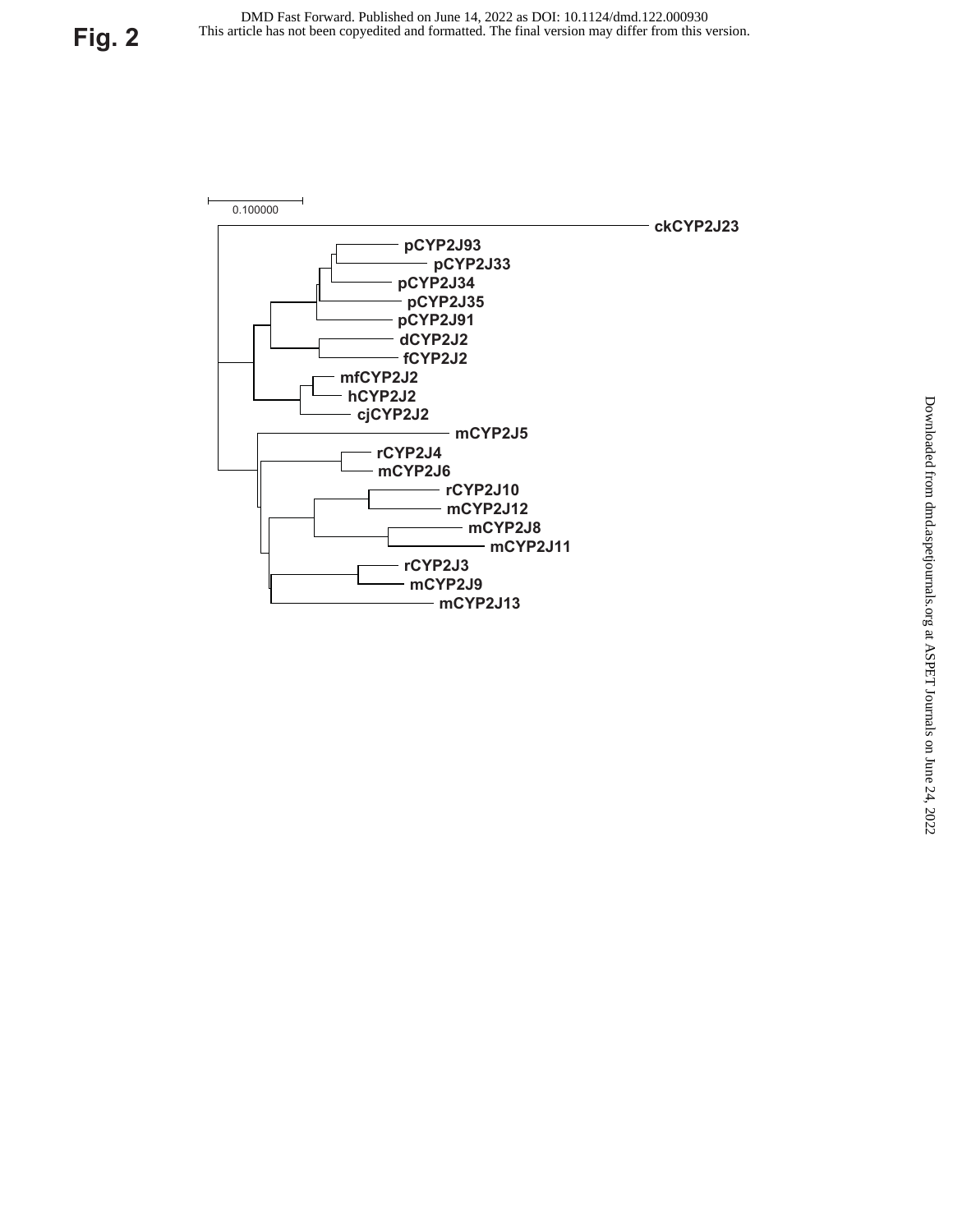# Fig. 2

0.100000

ckCYP2J23

pCYP2J93

pCYP2J33

pCYP2J34

pCYP2J35

pCYP2J91

dCYP2J2

fCYP2J2

mfCYP2J2

hCYP2J2

cjCYP2J2

mCYP2J5

rCYP2J4

mCYP2J6

rCYP2J10

mCYP2J12

mCYP2J8

mCYP2J11

rCYP2J3

mCYP2J9

mCYP2J13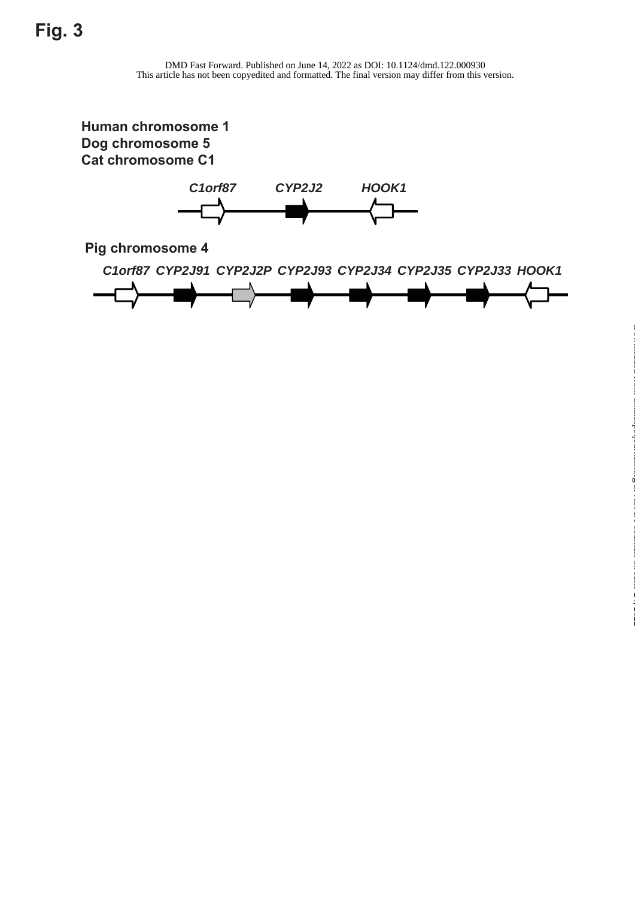# Fig. 3

Human chromosome 1
Dog chromosome 5
Cat chromosome C1

*C1orf87* *CYP2J2* *HOOK1*

Pig chromosome 4

*C1orf87* *CYP2J91* *CYP2J2P* *CYP2J93* *CYP2J34* *CYP2J35* *CYP2J33* *HOOK1*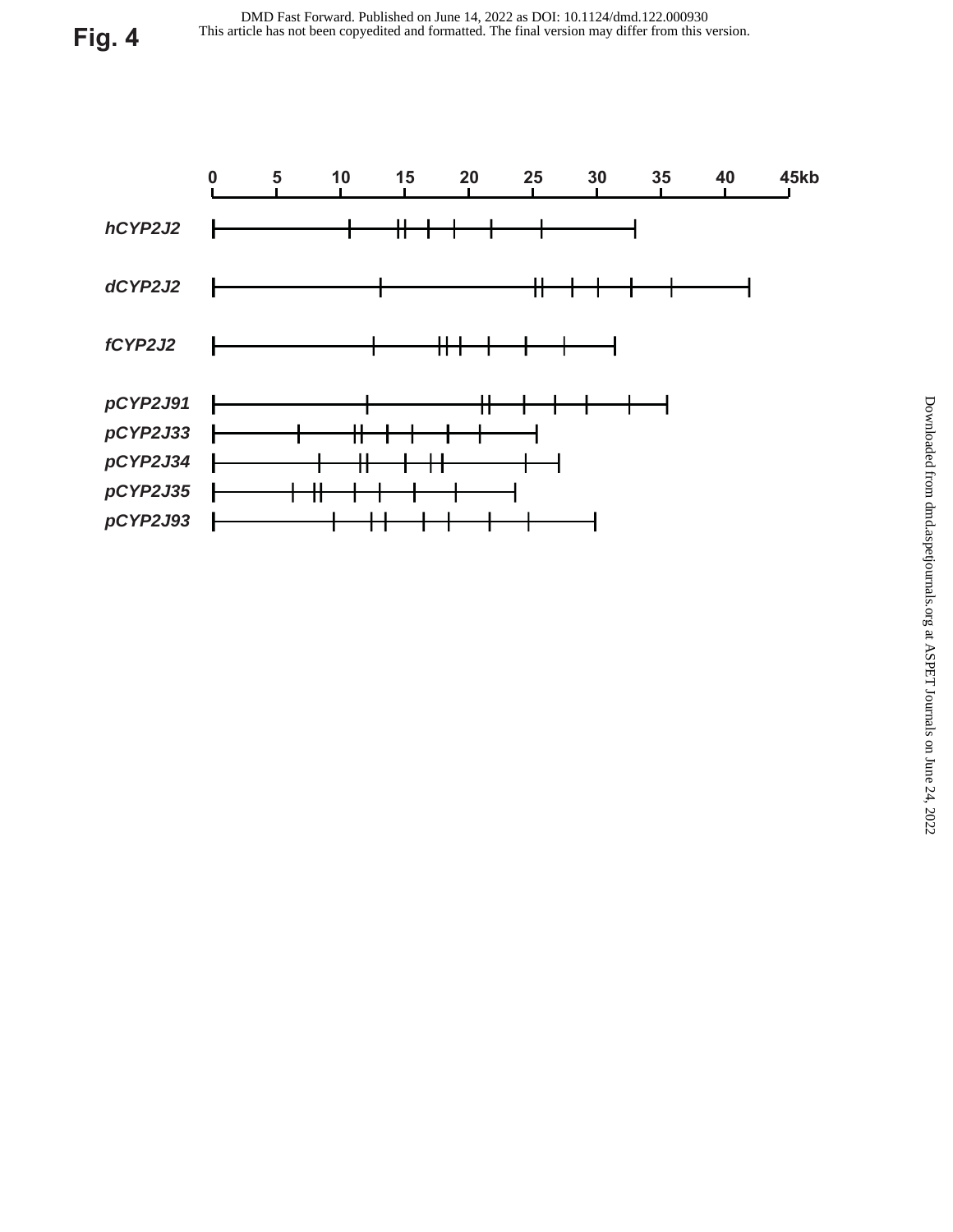# Fig. 4

0 5 10 15 20 25 30 35 40 45kb

*hCYP2J2*

*dCYP2J2*

*fCYP2J2*

*pCYP2J91*

*pCYP2J33*

*pCYP2J34*

*pCYP2J35*

*pCYP2J93*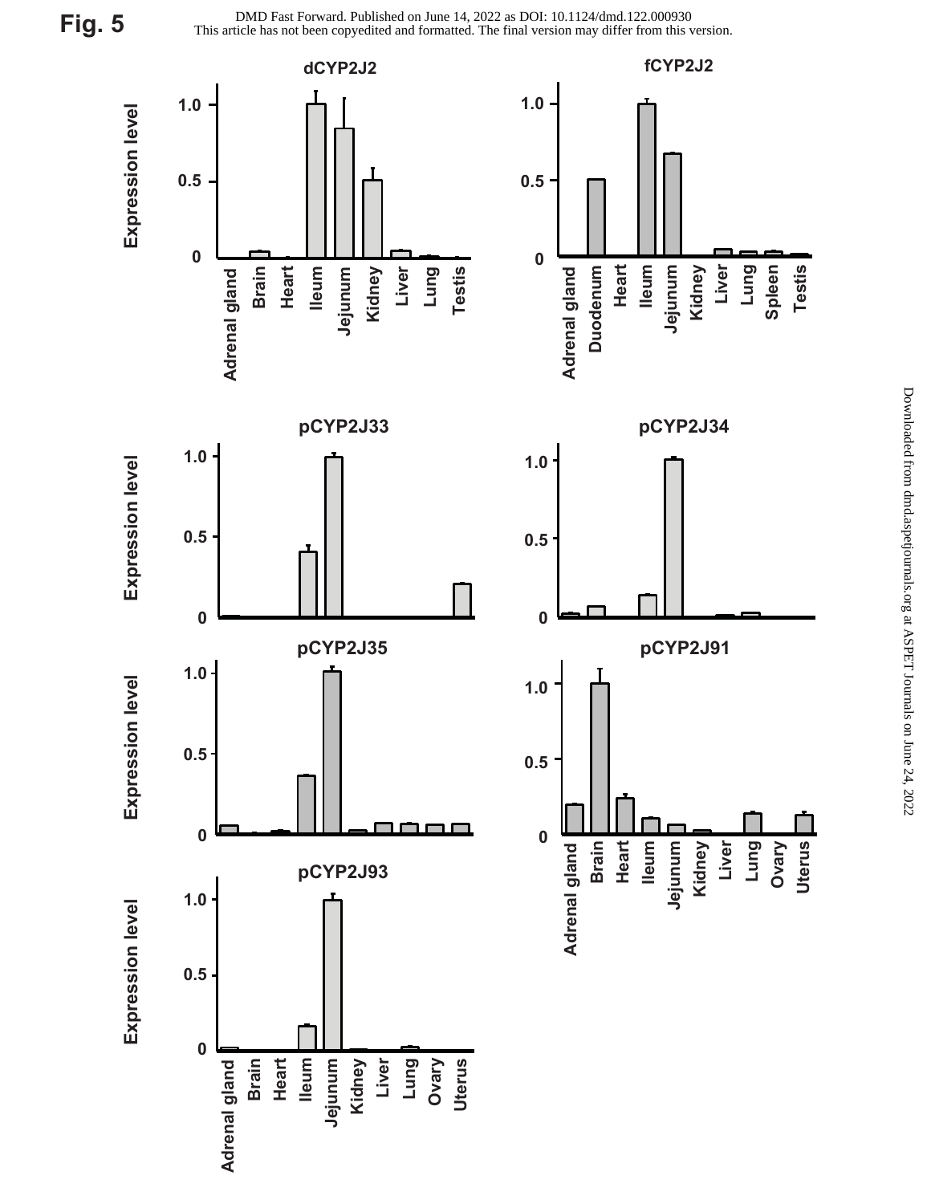**Fig. 5**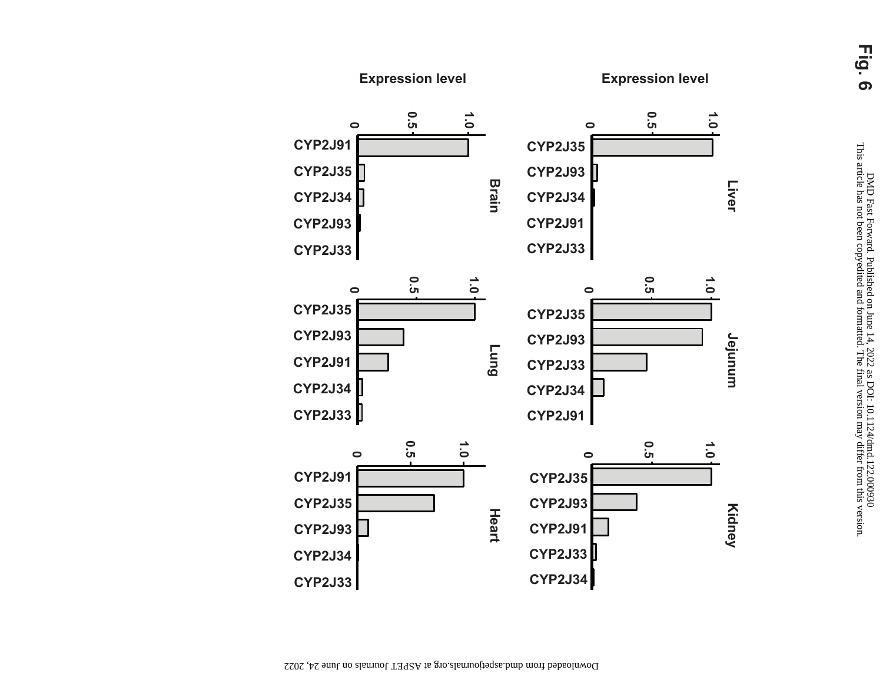# Fig. 6

**Liver**

| | Expression level |
|---|---|
| CYP2J35 | ~1.0 |
| CYP2J93 | ~0.03 |
| CYP2J34 | ~0.01 |
| CYP2J91 | ~0 |
| CYP2J33 | ~0 |

**Jejunum**

| | Expression level |
|---|---|
| CYP2J35 | ~1.0 |
| CYP2J93 | ~0.92 |
| CYP2J33 | ~0.45 |
| CYP2J34 | ~0.09 |
| CYP2J91 | ~0 |

**Kidney**

| | Expression level |
|---|---|
| CYP2J35 | ~1.0 |
| CYP2J93 | ~0.37 |
| CYP2J91 | ~0.13 |
| CYP2J33 | ~0.02 |
| CYP2J34 | ~0.01 |

**Brain**

| | Expression level |
|---|---|
| CYP2J91 | ~1.0 |
| CYP2J35 | ~0.06 |
| CYP2J34 | ~0.05 |
| CYP2J93 | ~0.02 |
| CYP2J33 | ~0 |

**Lung**

| | Expression level |
|---|---|
| CYP2J35 | ~1.0 |
| CYP2J93 | ~0.39 |
| CYP2J91 | ~0.26 |
| CYP2J34 | ~0.03 |
| CYP2J33 | ~0.03 |

**Heart**

| | Expression level |
|---|---|
| CYP2J91 | ~1.0 |
| CYP2J35 | ~0.72 |
| CYP2J93 | ~0.1 |
| CYP2J34 | ~0.01 |
| CYP2J33 | ~0 |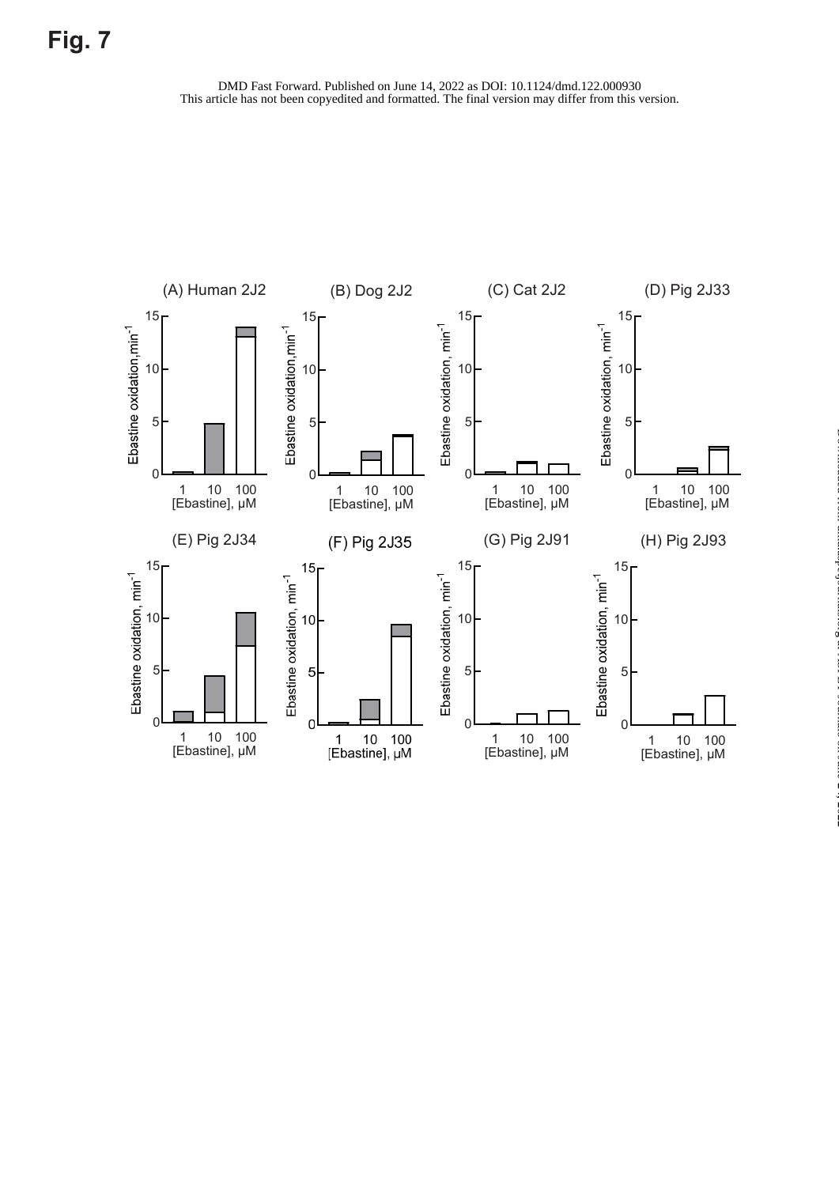# Fig. 7

(A) Human 2J2

(B) Dog 2J2

(C) Cat 2J2

(D) Pig 2J33

(E) Pig 2J34

(F) Pig 2J35

(G) Pig 2J91

(H) Pig 2J93

Ebastine oxidation, min$^{-1}$

[Ebastine], μM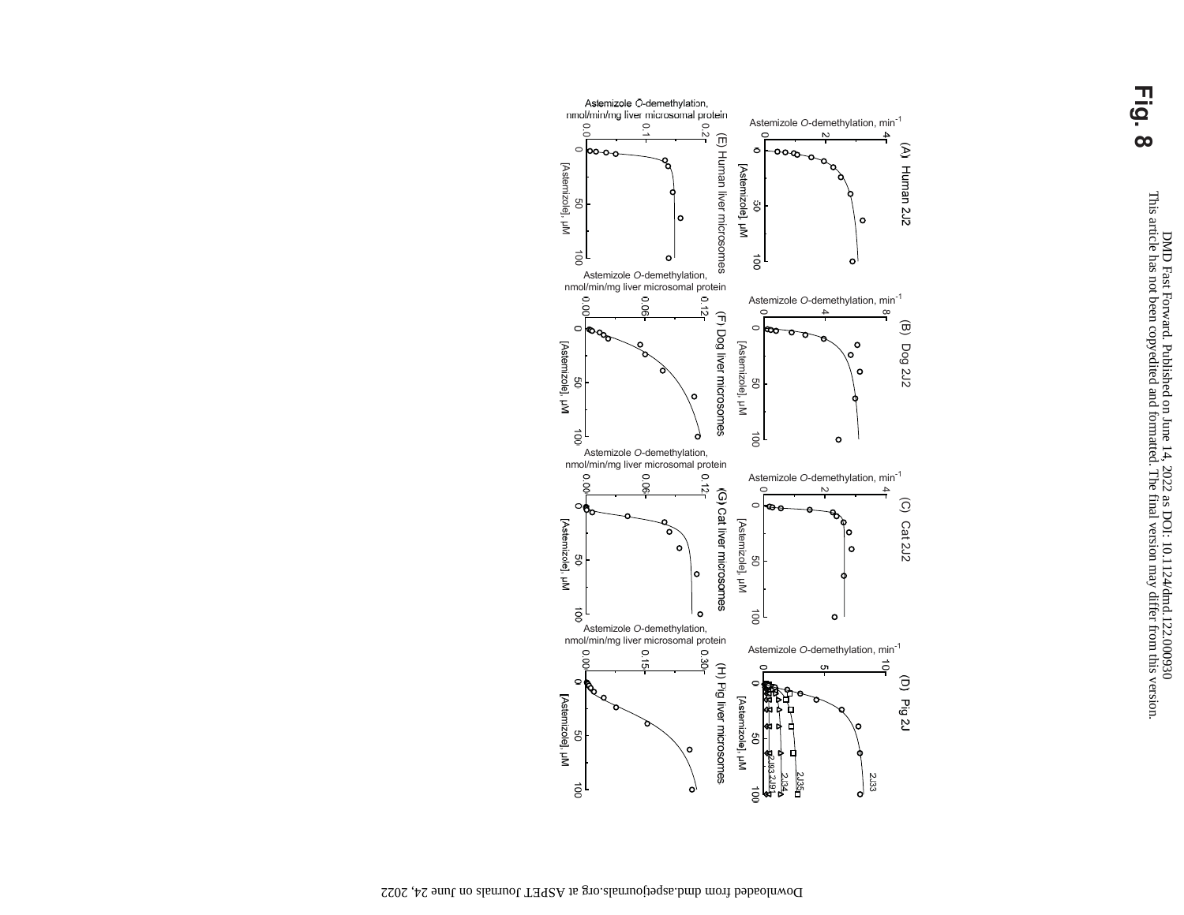# Fig. 8

(A) Human 2J2

Astemizole *O*-demethylation, min$^{-1}$

0
2
4

[Astemizole], μM

0
50
100

(B) Dog 2J2

Astemizole *O*-demethylation, min$^{-1}$

0
4
8

[Astemizole], μM

0
50
100

(C) Cat 2J2

Astemizole *O*-demethylation, min$^{-1}$

0
2
4

[Astemizole], μM

0
50
100

(D) Pig 2J

Astemizole *O*-demethylation, min$^{-1}$

0
5
10

[Astemizole], μM

0
50
100

2J33
2J35
2J34
2J93
2J91

(E) Human liver microsomes

Astemizole *O*-demethylation, nmol/min/mg liver microsomal protein

0.0
0.1
0.2

[Astemizole], μM

0
50
100

(F) Dog liver microsomes

Astemizole *O*-demethylation, nmol/min/mg liver microsomal protein

0.00
0.06
0.12

[Astemizole], μM

0
50
100

(G) Cat liver microsomes

Astemizole *O*-demethylation, nmol/min/mg liver microsomal protein

0.00
0.06
0.12

[Astemizole], μM

0
50
100

(H) Pig liver microsomes

Astemizole *O*-demethylation, nmol/min/mg liver microsomal protein

0.00
0.15
0.30

[Astemizole], μM

0
50
100